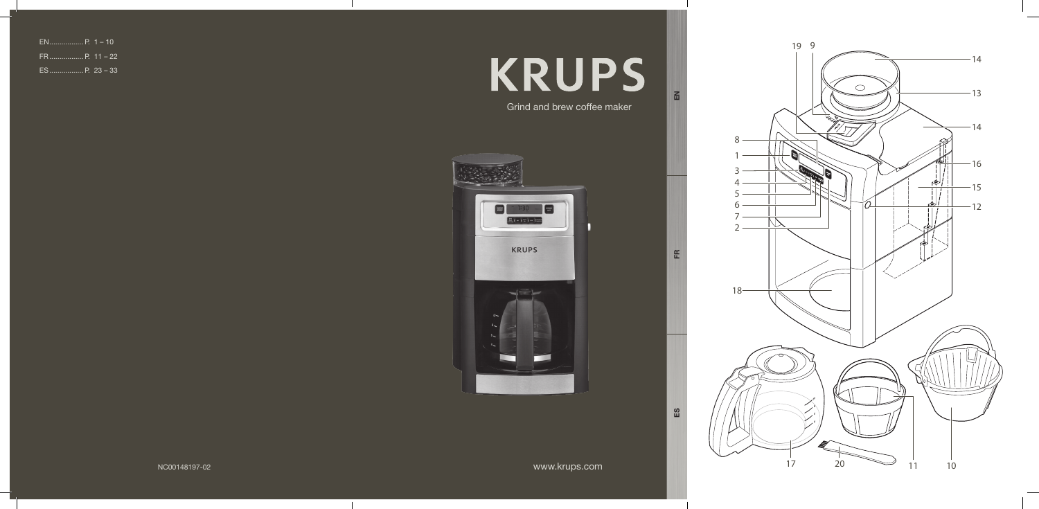EN................. P. 1 – 10
FR................. P. 11 – 22
ES................. P. 23 – 33

# KRUPS

Grind and brew coffee maker

EN

FR

ES

19 9 14 13 14 8 1 3 4 5 6 7 2 16 15 12 18 17 20 11 10

NC00148197-02

www.krups.com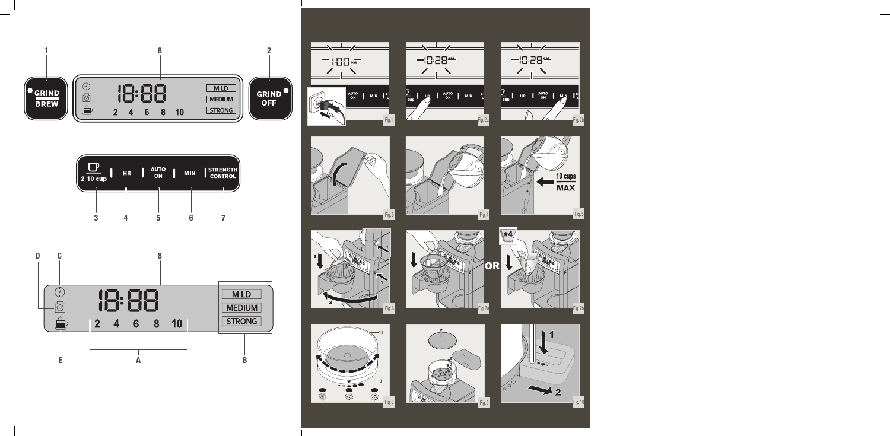1

8

2

GRIND BREW

18:88

MILD

MEDIUM

STRONG

2 4 6 8 10

GRIND OFF

2-10 cup | HR | AUTO ON | MIN | STRENGTH CONTROL

3 4 5 6 7

D C 8

18:88

MILD

MEDIUM

STRONG

2 4 6 8 10

E A B

Fig.1

Fig.2a

Fig.2b

Fig.3

Fig.4

10 cups MAX

Fig.5

Fig.6

Fig.7a

OR

#4

Fig.7b

13

9

Fig.8

Fig.9

1

2

Fig.10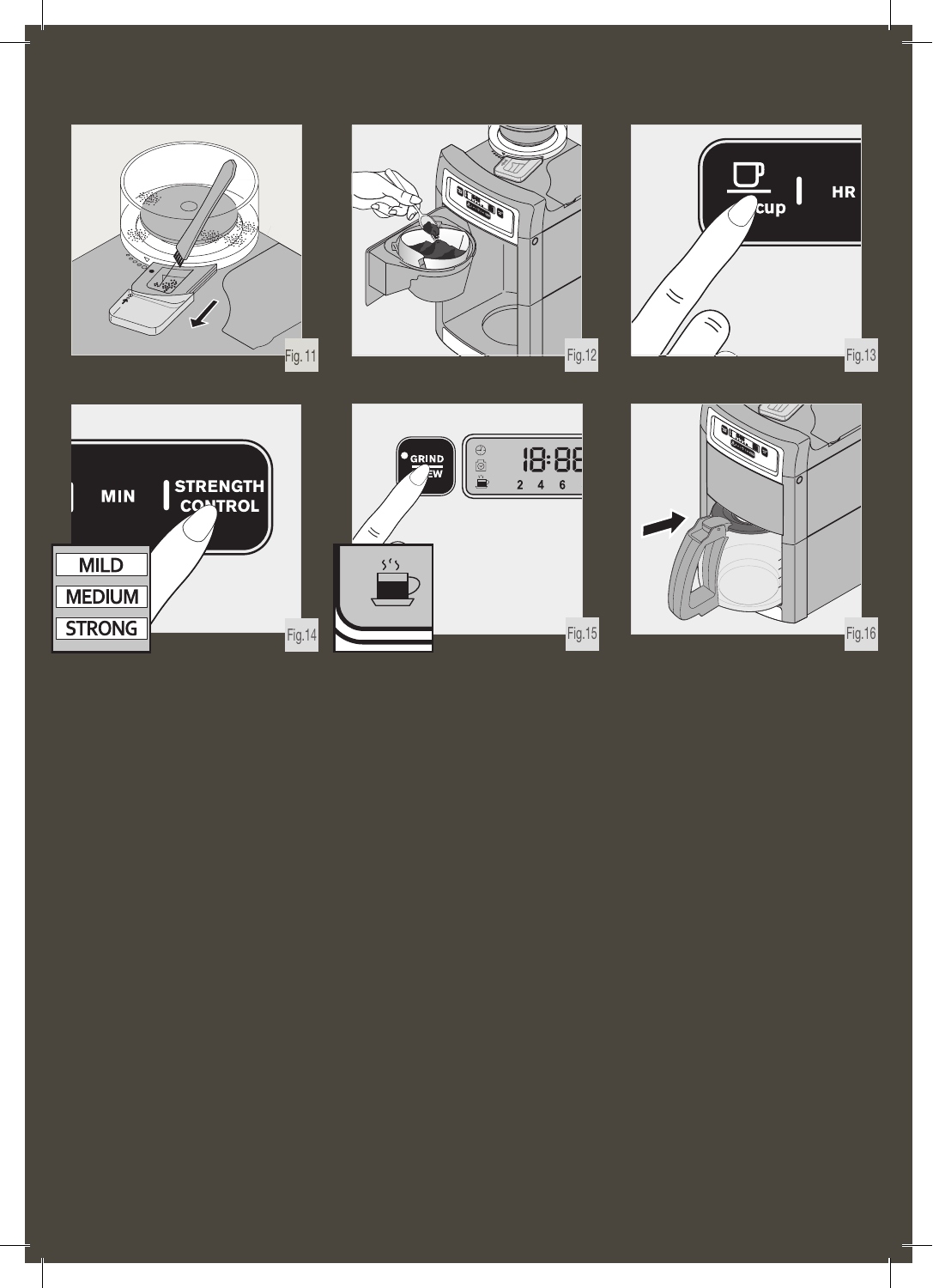Fig. 11

Fig.12

cup

HR

Fig.13

MIN

STRENGTH CONTROL

MILD

MEDIUM

STRONG

Fig.14

GRIND BREW

18:88

2 4 6

Fig.15

Fig.16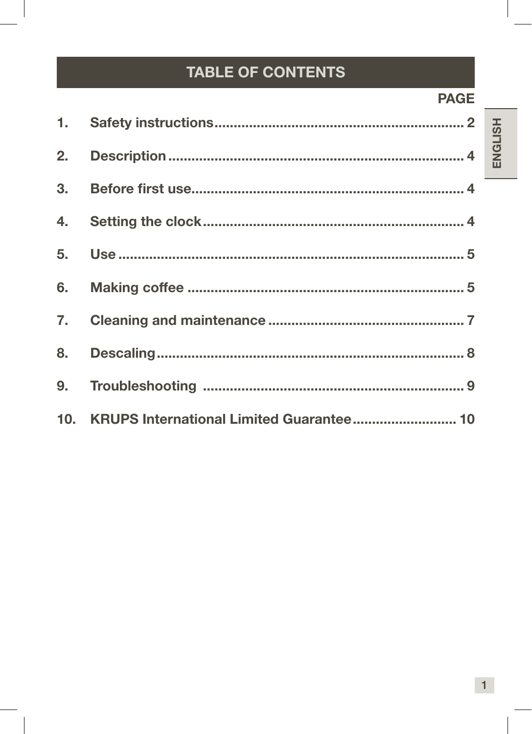# TABLE OF CONTENTS

| | | PAGE |
|---|---|---|
| 1. | Safety instructions | 2 |
| 2. | Description | 4 |
| 3. | Before first use | 4 |
| 4. | Setting the clock | 4 |
| 5. | Use | 5 |
| 6. | Making coffee | 5 |
| 7. | Cleaning and maintenance | 7 |
| 8. | Descaling | 8 |
| 9. | Troubleshooting | 9 |
| 10. | KRUPS International Limited Guarantee | 10 |

ENGLISH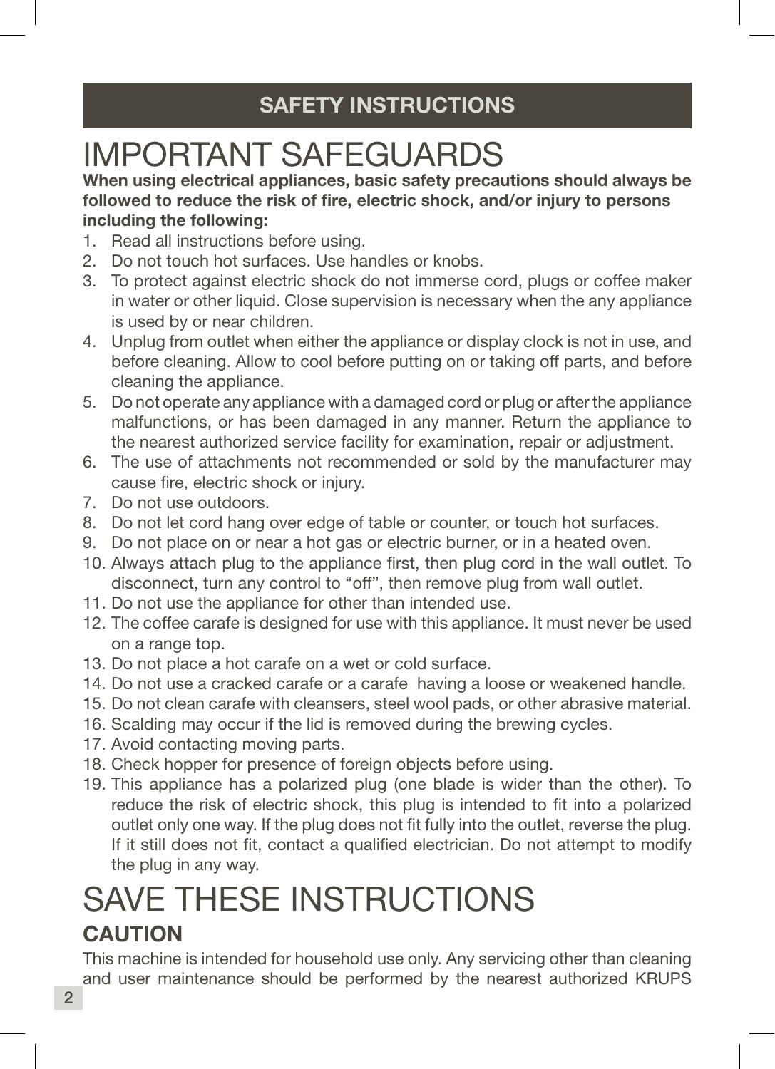## SAFETY INSTRUCTIONS

# IMPORTANT SAFEGUARDS

**When using electrical appliances, basic safety precautions should always be followed to reduce the risk of fire, electric shock, and/or injury to persons including the following:**

1. Read all instructions before using.
2. Do not touch hot surfaces. Use handles or knobs.
3. To protect against electric shock do not immerse cord, plugs or coffee maker in water or other liquid. Close supervision is necessary when the any appliance is used by or near children.
4. Unplug from outlet when either the appliance or display clock is not in use, and before cleaning. Allow to cool before putting on or taking off parts, and before cleaning the appliance.
5. Do not operate any appliance with a damaged cord or plug or after the appliance malfunctions, or has been damaged in any manner. Return the appliance to the nearest authorized service facility for examination, repair or adjustment.
6. The use of attachments not recommended or sold by the manufacturer may cause fire, electric shock or injury.
7. Do not use outdoors.
8. Do not let cord hang over edge of table or counter, or touch hot surfaces.
9. Do not place on or near a hot gas or electric burner, or in a heated oven.
10. Always attach plug to the appliance first, then plug cord in the wall outlet. To disconnect, turn any control to “off”, then remove plug from wall outlet.
11. Do not use the appliance for other than intended use.
12. The coffee carafe is designed for use with this appliance. It must never be used on a range top.
13. Do not place a hot carafe on a wet or cold surface.
14. Do not use a cracked carafe or a carafe having a loose or weakened handle.
15. Do not clean carafe with cleansers, steel wool pads, or other abrasive material.
16. Scalding may occur if the lid is removed during the brewing cycles.
17. Avoid contacting moving parts.
18. Check hopper for presence of foreign objects before using.
19. This appliance has a polarized plug (one blade is wider than the other). To reduce the risk of electric shock, this plug is intended to fit into a polarized outlet only one way. If the plug does not fit fully into the outlet, reverse the plug. If it still does not fit, contact a qualified electrician. Do not attempt to modify the plug in any way.

# SAVE THESE INSTRUCTIONS

## CAUTION

This machine is intended for household use only. Any servicing other than cleaning and user maintenance should be performed by the nearest authorized KRUPS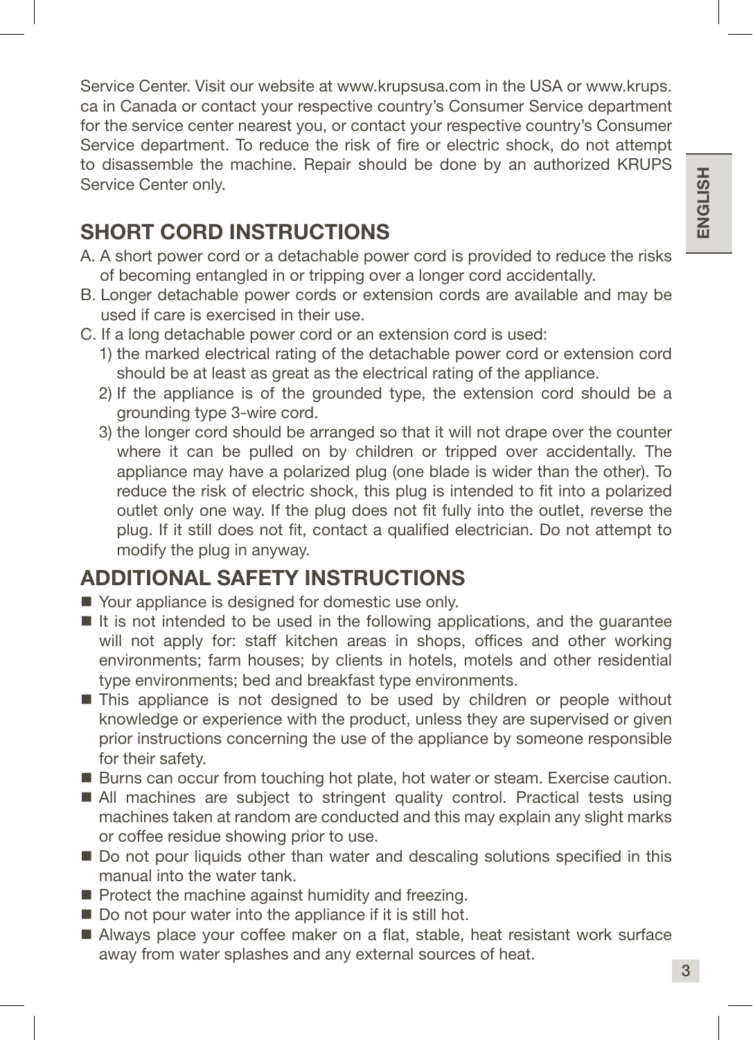Service Center. Visit our website at www.krupsusa.com in the USA or www.krups.ca in Canada or contact your respective country's Consumer Service department for the service center nearest you, or contact your respective country's Consumer Service department. To reduce the risk of fire or electric shock, do not attempt to disassemble the machine. Repair should be done by an authorized KRUPS Service Center only.

## SHORT CORD INSTRUCTIONS

A. A short power cord or a detachable power cord is provided to reduce the risks of becoming entangled in or tripping over a longer cord accidentally.

B. Longer detachable power cords or extension cords are available and may be used if care is exercised in their use.

C. If a long detachable power cord or an extension cord is used:

1) the marked electrical rating of the detachable power cord or extension cord should be at least as great as the electrical rating of the appliance.
2) If the appliance is of the grounded type, the extension cord should be a grounding type 3-wire cord.
3) the longer cord should be arranged so that it will not drape over the counter where it can be pulled on by children or tripped over accidentally. The appliance may have a polarized plug (one blade is wider than the other). To reduce the risk of electric shock, this plug is intended to fit into a polarized outlet only one way. If the plug does not fit fully into the outlet, reverse the plug. If it still does not fit, contact a qualified electrician. Do not attempt to modify the plug in anyway.

## ADDITIONAL SAFETY INSTRUCTIONS

- Your appliance is designed for domestic use only.
- It is not intended to be used in the following applications, and the guarantee will not apply for: staff kitchen areas in shops, offices and other working environments; farm houses; by clients in hotels, motels and other residential type environments; bed and breakfast type environments.
- This appliance is not designed to be used by children or people without knowledge or experience with the product, unless they are supervised or given prior instructions concerning the use of the appliance by someone responsible for their safety.
- Burns can occur from touching hot plate, hot water or steam. Exercise caution.
- All machines are subject to stringent quality control. Practical tests using machines taken at random are conducted and this may explain any slight marks or coffee residue showing prior to use.
- Do not pour liquids other than water and descaling solutions specified in this manual into the water tank.
- Protect the machine against humidity and freezing.
- Do not pour water into the appliance if it is still hot.
- Always place your coffee maker on a flat, stable, heat resistant work surface away from water splashes and any external sources of heat.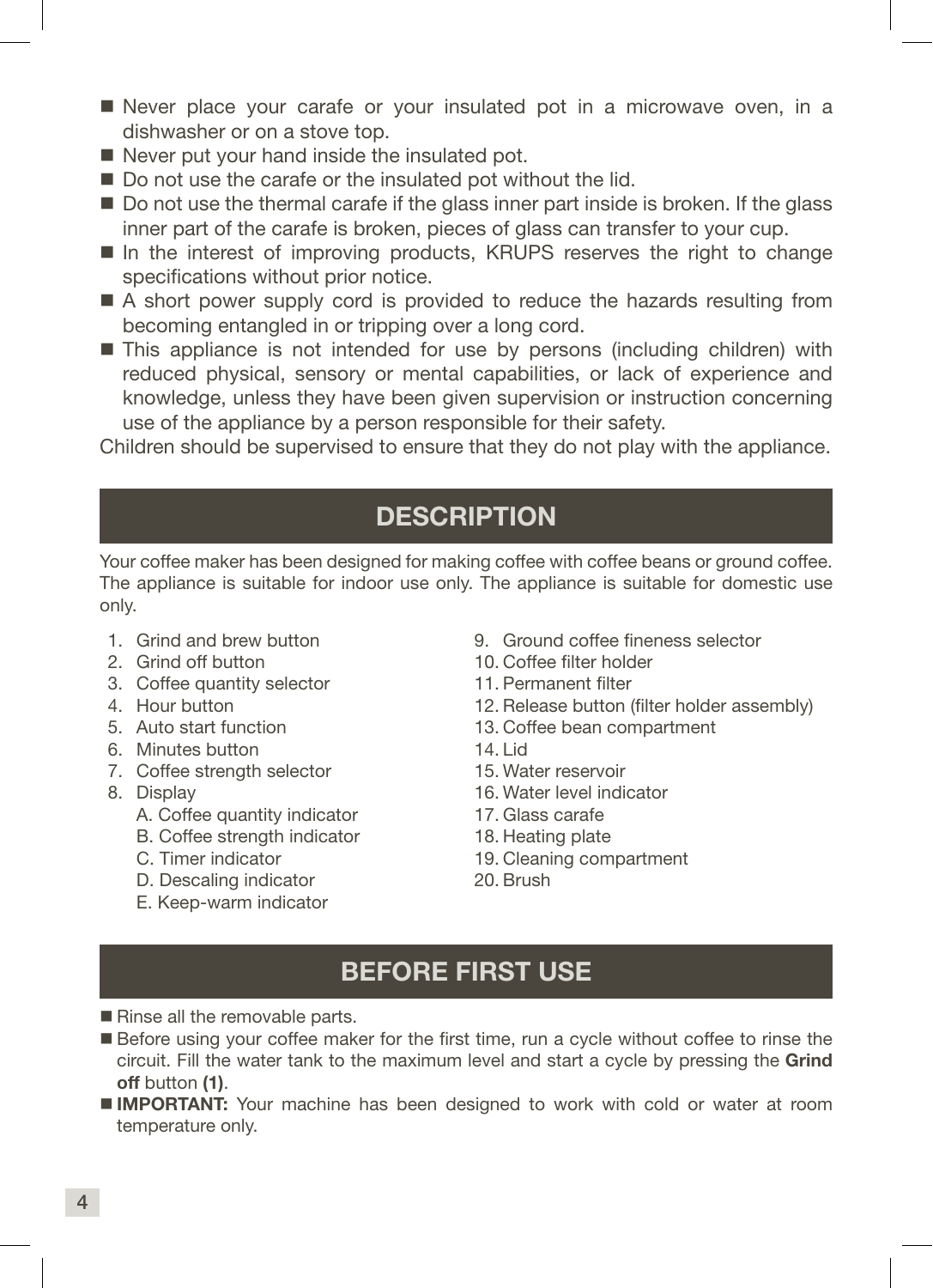- Never place your carafe or your insulated pot in a microwave oven, in a dishwasher or on a stove top.
- Never put your hand inside the insulated pot.
- Do not use the carafe or the insulated pot without the lid.
- Do not use the thermal carafe if the glass inner part inside is broken. If the glass inner part of the carafe is broken, pieces of glass can transfer to your cup.
- In the interest of improving products, KRUPS reserves the right to change specifications without prior notice.
- A short power supply cord is provided to reduce the hazards resulting from becoming entangled in or tripping over a long cord.
- This appliance is not intended for use by persons (including children) with reduced physical, sensory or mental capabilities, or lack of experience and knowledge, unless they have been given supervision or instruction concerning use of the appliance by a person responsible for their safety.

Children should be supervised to ensure that they do not play with the appliance.

## DESCRIPTION

Your coffee maker has been designed for making coffee with coffee beans or ground coffee. The appliance is suitable for indoor use only. The appliance is suitable for domestic use only.

1. Grind and brew button
2. Grind off button
3. Coffee quantity selector
4. Hour button
5. Auto start function
6. Minutes button
7. Coffee strength selector
8. Display
   - A. Coffee quantity indicator
   - B. Coffee strength indicator
   - C. Timer indicator
   - D. Descaling indicator
   - E. Keep-warm indicator
9. Ground coffee fineness selector
10. Coffee filter holder
11. Permanent filter
12. Release button (filter holder assembly)
13. Coffee bean compartment
14. Lid
15. Water reservoir
16. Water level indicator
17. Glass carafe
18. Heating plate
19. Cleaning compartment
20. Brush

## BEFORE FIRST USE

- Rinse all the removable parts.
- Before using your coffee maker for the first time, run a cycle without coffee to rinse the circuit. Fill the water tank to the maximum level and start a cycle by pressing the **Grind off** button **(1)**.
- **IMPORTANT:** Your machine has been designed to work with cold or water at room temperature only.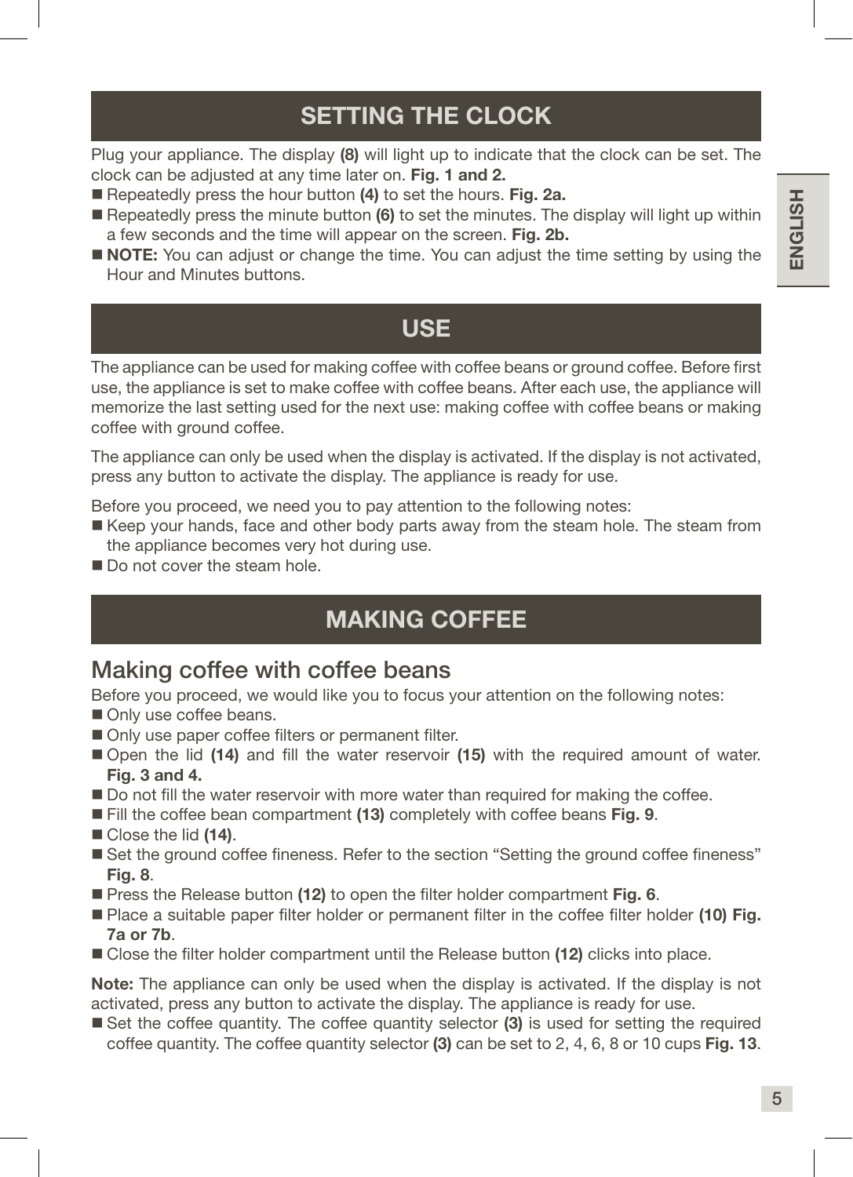## SETTING THE CLOCK

Plug your appliance. The display **(8)** will light up to indicate that the clock can be set. The clock can be adjusted at any time later on. **Fig. 1 and 2.**

- Repeatedly press the hour button **(4)** to set the hours. **Fig. 2a.**
- Repeatedly press the minute button **(6)** to set the minutes. The display will light up within a few seconds and the time will appear on the screen. **Fig. 2b.**
- **NOTE:** You can adjust or change the time. You can adjust the time setting by using the Hour and Minutes buttons.

## USE

The appliance can be used for making coffee with coffee beans or ground coffee. Before first use, the appliance is set to make coffee with coffee beans. After each use, the appliance will memorize the last setting used for the next use: making coffee with coffee beans or making coffee with ground coffee.

The appliance can only be used when the display is activated. If the display is not activated, press any button to activate the display. The appliance is ready for use.

Before you proceed, we need you to pay attention to the following notes:

- Keep your hands, face and other body parts away from the steam hole. The steam from the appliance becomes very hot during use.
- Do not cover the steam hole.

## MAKING COFFEE

### Making coffee with coffee beans

Before you proceed, we would like you to focus your attention on the following notes:

- Only use coffee beans.
- Only use paper coffee filters or permanent filter.
- Open the lid **(14)** and fill the water reservoir **(15)** with the required amount of water. **Fig. 3 and 4.**
- Do not fill the water reservoir with more water than required for making the coffee.
- Fill the coffee bean compartment **(13)** completely with coffee beans **Fig. 9**.
- Close the lid **(14)**.
- Set the ground coffee fineness. Refer to the section “Setting the ground coffee fineness” **Fig. 8**.
- Press the Release button **(12)** to open the filter holder compartment **Fig. 6**.
- Place a suitable paper filter holder or permanent filter in the coffee filter holder **(10) Fig. 7a or 7b**.
- Close the filter holder compartment until the Release button **(12)** clicks into place.

**Note:** The appliance can only be used when the display is activated. If the display is not activated, press any button to activate the display. The appliance is ready for use.

- Set the coffee quantity. The coffee quantity selector **(3)** is used for setting the required coffee quantity. The coffee quantity selector **(3)** can be set to 2, 4, 6, 8 or 10 cups **Fig. 13**.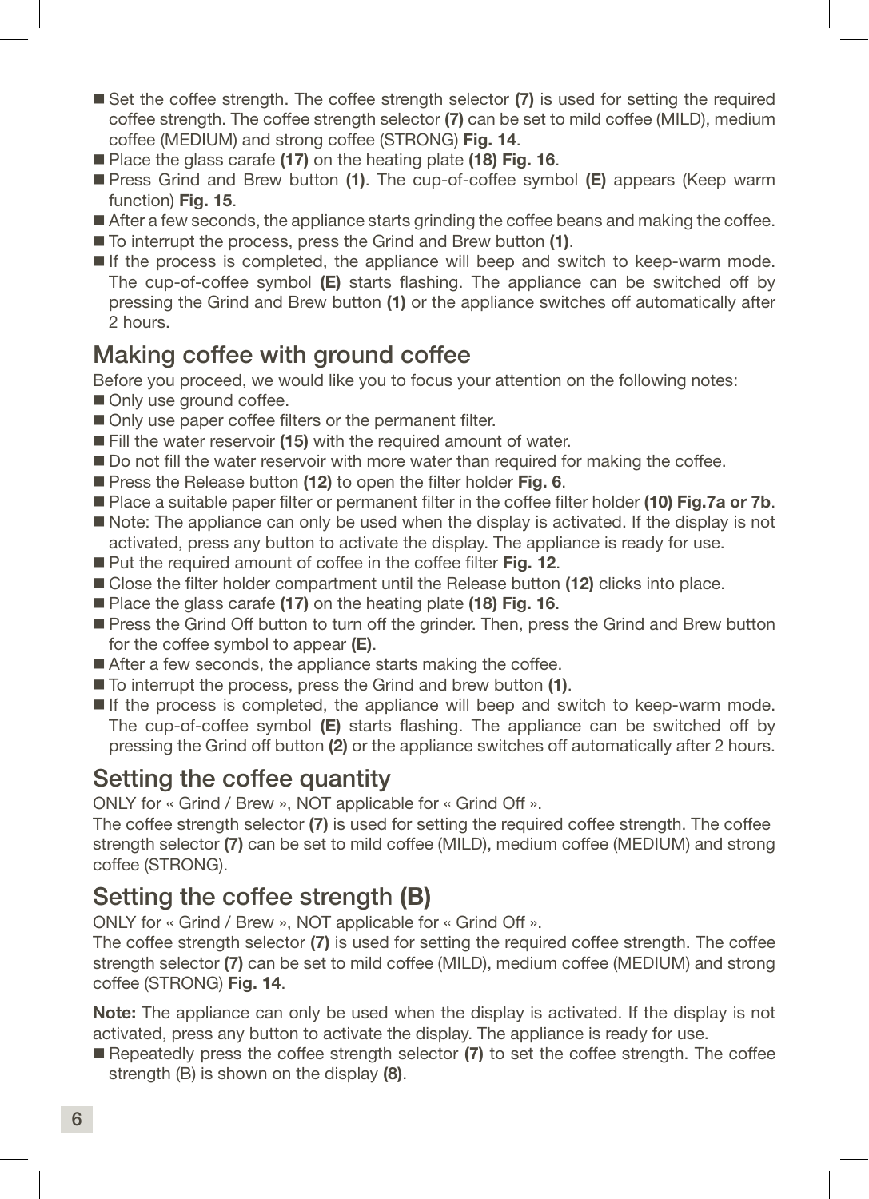- Set the coffee strength. The coffee strength selector **(7)** is used for setting the required coffee strength. The coffee strength selector **(7)** can be set to mild coffee (MILD), medium coffee (MEDIUM) and strong coffee (STRONG) **Fig. 14**.
- Place the glass carafe **(17)** on the heating plate **(18) Fig. 16**.
- Press Grind and Brew button **(1)**. The cup-of-coffee symbol **(E)** appears (Keep warm function) **Fig. 15**.
- After a few seconds, the appliance starts grinding the coffee beans and making the coffee.
- To interrupt the process, press the Grind and Brew button **(1)**.
- If the process is completed, the appliance will beep and switch to keep-warm mode. The cup-of-coffee symbol **(E)** starts flashing. The appliance can be switched off by pressing the Grind and Brew button **(1)** or the appliance switches off automatically after 2 hours.

## Making coffee with ground coffee

Before you proceed, we would like you to focus your attention on the following notes:

- Only use ground coffee.
- Only use paper coffee filters or the permanent filter.
- Fill the water reservoir **(15)** with the required amount of water.
- Do not fill the water reservoir with more water than required for making the coffee.
- Press the Release button **(12)** to open the filter holder **Fig. 6**.
- Place a suitable paper filter or permanent filter in the coffee filter holder **(10) Fig.7a or 7b**.
- Note: The appliance can only be used when the display is activated. If the display is not activated, press any button to activate the display. The appliance is ready for use.
- Put the required amount of coffee in the coffee filter **Fig. 12**.
- Close the filter holder compartment until the Release button **(12)** clicks into place.
- Place the glass carafe **(17)** on the heating plate **(18) Fig. 16**.
- Press the Grind Off button to turn off the grinder. Then, press the Grind and Brew button for the coffee symbol to appear **(E)**.
- After a few seconds, the appliance starts making the coffee.
- To interrupt the process, press the Grind and brew button **(1)**.
- If the process is completed, the appliance will beep and switch to keep-warm mode. The cup-of-coffee symbol **(E)** starts flashing. The appliance can be switched off by pressing the Grind off button **(2)** or the appliance switches off automatically after 2 hours.

## Setting the coffee quantity

ONLY for « Grind / Brew », NOT applicable for « Grind Off ».
The coffee strength selector **(7)** is used for setting the required coffee strength. The coffee strength selector **(7)** can be set to mild coffee (MILD), medium coffee (MEDIUM) and strong coffee (STRONG).

## Setting the coffee strength **(B)**

ONLY for « Grind / Brew », NOT applicable for « Grind Off ».
The coffee strength selector **(7)** is used for setting the required coffee strength. The coffee strength selector **(7)** can be set to mild coffee (MILD), medium coffee (MEDIUM) and strong coffee (STRONG) **Fig. 14**.

**Note:** The appliance can only be used when the display is activated. If the display is not activated, press any button to activate the display. The appliance is ready for use.

- Repeatedly press the coffee strength selector **(7)** to set the coffee strength. The coffee strength (B) is shown on the display **(8)**.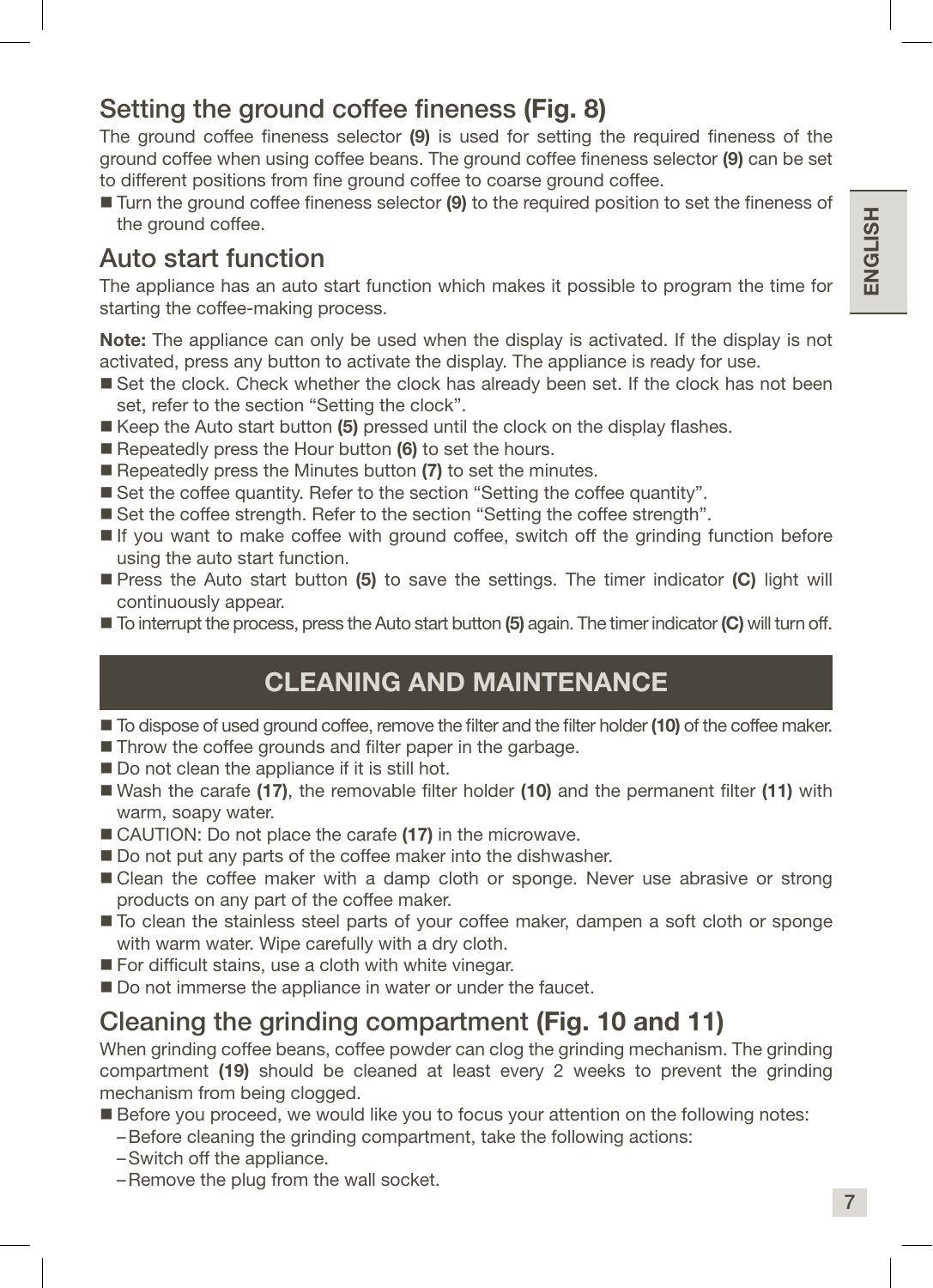## Setting the ground coffee fineness **(Fig. 8)**

The ground coffee fineness selector **(9)** is used for setting the required fineness of the ground coffee when using coffee beans. The ground coffee fineness selector **(9)** can be set to different positions from fine ground coffee to coarse ground coffee.

- Turn the ground coffee fineness selector **(9)** to the required position to set the fineness of the ground coffee.

## Auto start function

The appliance has an auto start function which makes it possible to program the time for starting the coffee-making process.

**Note:** The appliance can only be used when the display is activated. If the display is not activated, press any button to activate the display. The appliance is ready for use.

- Set the clock. Check whether the clock has already been set. If the clock has not been set, refer to the section “Setting the clock”.
- Keep the Auto start button **(5)** pressed until the clock on the display flashes.
- Repeatedly press the Hour button **(6)** to set the hours.
- Repeatedly press the Minutes button **(7)** to set the minutes.
- Set the coffee quantity. Refer to the section “Setting the coffee quantity”.
- Set the coffee strength. Refer to the section “Setting the coffee strength”.
- If you want to make coffee with ground coffee, switch off the grinding function before using the auto start function.
- Press the Auto start button **(5)** to save the settings. The timer indicator **(C)** light will continuously appear.
- To interrupt the process, press the Auto start button **(5)** again. The timer indicator **(C)** will turn off.

# CLEANING AND MAINTENANCE

- To dispose of used ground coffee, remove the filter and the filter holder **(10)** of the coffee maker.
- Throw the coffee grounds and filter paper in the garbage.
- Do not clean the appliance if it is still hot.
- Wash the carafe **(17)**, the removable filter holder **(10)** and the permanent filter **(11)** with warm, soapy water.
- CAUTION: Do not place the carafe **(17)** in the microwave.
- Do not put any parts of the coffee maker into the dishwasher.
- Clean the coffee maker with a damp cloth or sponge. Never use abrasive or strong products on any part of the coffee maker.
- To clean the stainless steel parts of your coffee maker, dampen a soft cloth or sponge with warm water. Wipe carefully with a dry cloth.
- For difficult stains, use a cloth with white vinegar.
- Do not immerse the appliance in water or under the faucet.

## Cleaning the grinding compartment **(Fig. 10 and 11)**

When grinding coffee beans, coffee powder can clog the grinding mechanism. The grinding compartment **(19)** should be cleaned at least every 2 weeks to prevent the grinding mechanism from being clogged.

- Before you proceed, we would like you to focus your attention on the following notes:
  - Before cleaning the grinding compartment, take the following actions:
  - Switch off the appliance.
  - Remove the plug from the wall socket.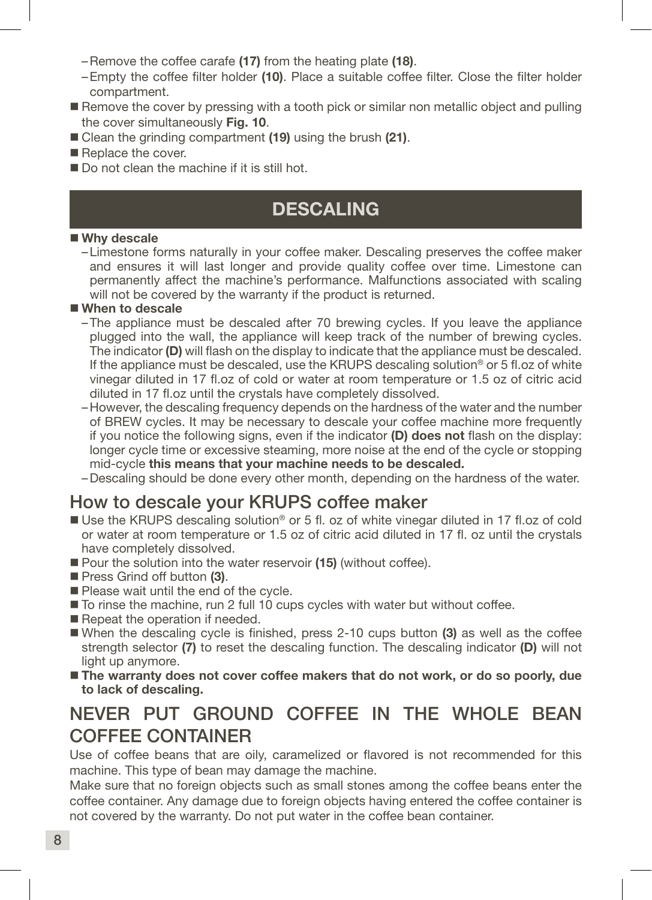- Remove the coffee carafe **(17)** from the heating plate **(18)**.
- Empty the coffee filter holder **(10)**. Place a suitable coffee filter. Close the filter holder compartment.

- Remove the cover by pressing with a tooth pick or similar non metallic object and pulling the cover simultaneously **Fig. 10**.
- Clean the grinding compartment **(19)** using the brush **(21)**.
- Replace the cover.
- Do not clean the machine if it is still hot.

## DESCALING

- **Why descale**
  - Limestone forms naturally in your coffee maker. Descaling preserves the coffee maker and ensures it will last longer and provide quality coffee over time. Limestone can permanently affect the machine's performance. Malfunctions associated with scaling will not be covered by the warranty if the product is returned.
- **When to descale**
  - The appliance must be descaled after 70 brewing cycles. If you leave the appliance plugged into the wall, the appliance will keep track of the number of brewing cycles. The indicator **(D)** will flash on the display to indicate that the appliance must be descaled. If the appliance must be descaled, use the KRUPS descaling solution® or 5 fl.oz of white vinegar diluted in 17 fl.oz of cold or water at room temperature or 1.5 oz of citric acid diluted in 17 fl.oz until the crystals have completely dissolved.
  - However, the descaling frequency depends on the hardness of the water and the number of BREW cycles. It may be necessary to descale your coffee machine more frequently if you notice the following signs, even if the indicator **(D) does not** flash on the display: longer cycle time or excessive steaming, more noise at the end of the cycle or stopping mid-cycle **this means that your machine needs to be descaled.**
  - Descaling should be done every other month, depending on the hardness of the water.

## How to descale your KRUPS coffee maker

- Use the KRUPS descaling solution® or 5 fl. oz of white vinegar diluted in 17 fl.oz of cold or water at room temperature or 1.5 oz of citric acid diluted in 17 fl. oz until the crystals have completely dissolved.
- Pour the solution into the water reservoir **(15)** (without coffee).
- Press Grind off button **(3)**.
- Please wait until the end of the cycle.
- To rinse the machine, run 2 full 10 cups cycles with water but without coffee.
- Repeat the operation if needed.
- When the descaling cycle is finished, press 2-10 cups button **(3)** as well as the coffee strength selector **(7)** to reset the descaling function. The descaling indicator **(D)** will not light up anymore.
- **The warranty does not cover coffee makers that do not work, or do so poorly, due to lack of descaling.**

## NEVER PUT GROUND COFFEE IN THE WHOLE BEAN COFFEE CONTAINER

Use of coffee beans that are oily, caramelized or flavored is not recommended for this machine. This type of bean may damage the machine.

Make sure that no foreign objects such as small stones among the coffee beans enter the coffee container. Any damage due to foreign objects having entered the coffee container is not covered by the warranty. Do not put water in the coffee bean container.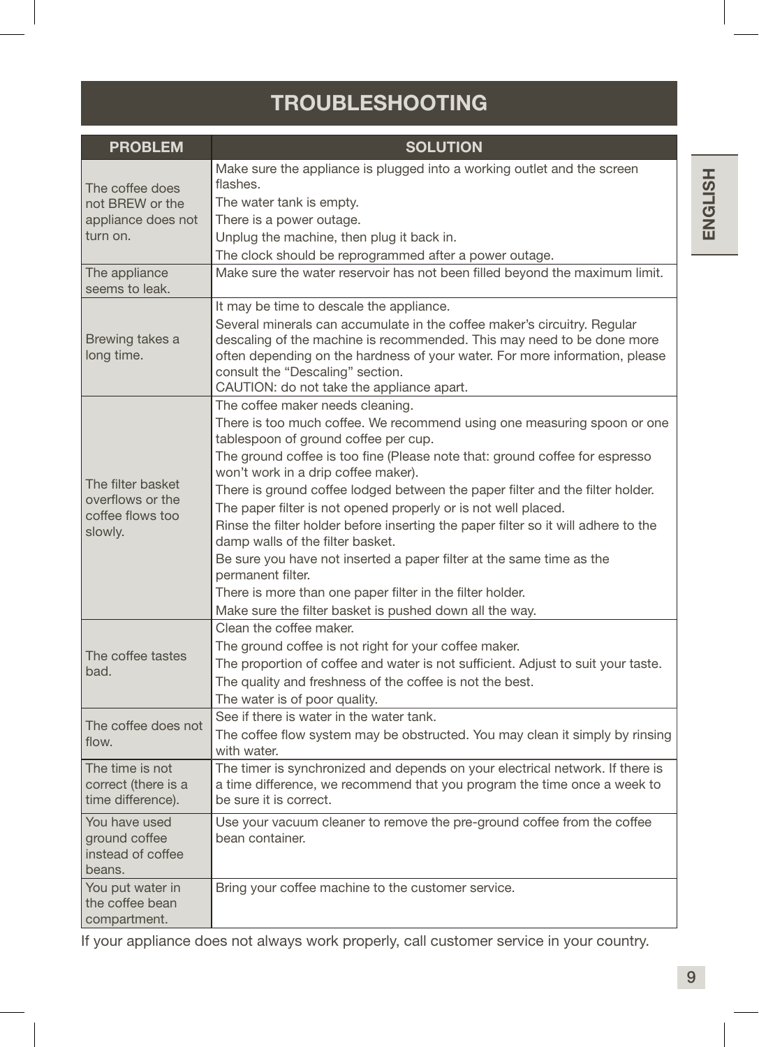# TROUBLESHOOTING

| PROBLEM | SOLUTION |
|---|---|
| The coffee does not BREW or the appliance does not turn on. | Make sure the appliance is plugged into a working outlet and the screen flashes.<br>The water tank is empty.<br>There is a power outage.<br>Unplug the machine, then plug it back in.<br>The clock should be reprogrammed after a power outage. |
| The appliance seems to leak. | Make sure the water reservoir has not been filled beyond the maximum limit. |
| Brewing takes a long time. | It may be time to descale the appliance.<br>Several minerals can accumulate in the coffee maker's circuitry. Regular descaling of the machine is recommended. This may need to be done more often depending on the hardness of your water. For more information, please consult the "Descaling" section.<br>CAUTION: do not take the appliance apart. |
| The filter basket overflows or the coffee flows too slowly. | The coffee maker needs cleaning.<br>There is too much coffee. We recommend using one measuring spoon or one tablespoon of ground coffee per cup.<br>The ground coffee is too fine (Please note that: ground coffee for espresso won't work in a drip coffee maker).<br>There is ground coffee lodged between the paper filter and the filter holder.<br>The paper filter is not opened properly or is not well placed.<br>Rinse the filter holder before inserting the paper filter so it will adhere to the damp walls of the filter basket.<br>Be sure you have not inserted a paper filter at the same time as the permanent filter.<br>There is more than one paper filter in the filter holder.<br>Make sure the filter basket is pushed down all the way. |
| The coffee tastes bad. | Clean the coffee maker.<br>The ground coffee is not right for your coffee maker.<br>The proportion of coffee and water is not sufficient. Adjust to suit your taste.<br>The quality and freshness of the coffee is not the best.<br>The water is of poor quality. |
| The coffee does not flow. | See if there is water in the water tank.<br>The coffee flow system may be obstructed. You may clean it simply by rinsing with water. |
| The time is not correct (there is a time difference). | The timer is synchronized and depends on your electrical network. If there is a time difference, we recommend that you program the time once a week to be sure it is correct. |
| You have used ground coffee instead of coffee beans. | Use your vacuum cleaner to remove the pre-ground coffee from the coffee bean container. |
| You put water in the coffee bean compartment. | Bring your coffee machine to the customer service. |

If your appliance does not always work properly, call customer service in your country.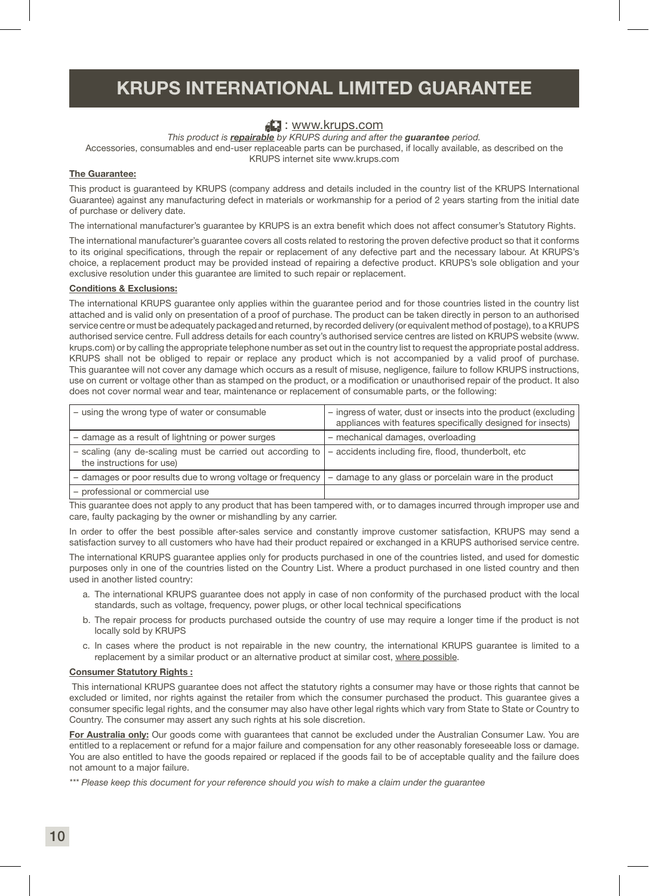# KRUPS INTERNATIONAL LIMITED GUARANTEE

: www.krups.com

*This product is **repairable** by KRUPS during and after the **guarantee** period.*

Accessories, consumables and end-user replaceable parts can be purchased, if locally available, as described on the KRUPS internet site www.krups.com

**The Guarantee:**

This product is guaranteed by KRUPS (company address and details included in the country list of the KRUPS International Guarantee) against any manufacturing defect in materials or workmanship for a period of 2 years starting from the initial date of purchase or delivery date.

The international manufacturer's guarantee by KRUPS is an extra benefit which does not affect consumer's Statutory Rights.

The international manufacturer's guarantee covers all costs related to restoring the proven defective product so that it conforms to its original specifications, through the repair or replacement of any defective part and the necessary labour. At KRUPS's choice, a replacement product may be provided instead of repairing a defective product. KRUPS's sole obligation and your exclusive resolution under this guarantee are limited to such repair or replacement.

**Conditions & Exclusions:**

The international KRUPS guarantee only applies within the guarantee period and for those countries listed in the country list attached and is valid only on presentation of a proof of purchase. The product can be taken directly in person to an authorised service centre or must be adequately packaged and returned, by recorded delivery (or equivalent method of postage), to a KRUPS authorised service centre. Full address details for each country's authorised service centres are listed on KRUPS website (www.krups.com) or by calling the appropriate telephone number as set out in the country list to request the appropriate postal address. KRUPS shall not be obliged to repair or replace any product which is not accompanied by a valid proof of purchase. This guarantee will not cover any damage which occurs as a result of misuse, negligence, failure to follow KRUPS instructions, use on current or voltage other than as stamped on the product, or a modification or unauthorised repair of the product. It also does not cover normal wear and tear, maintenance or replacement of consumable parts, or the following:

| | |
|---|---|
| – using the wrong type of water or consumable | – ingress of water, dust or insects into the product (excluding appliances with features specifically designed for insects) |
| – damage as a result of lightning or power surges | – mechanical damages, overloading |
| – scaling (any de-scaling must be carried out according to the instructions for use) | – accidents including fire, flood, thunderbolt, etc |
| – damages or poor results due to wrong voltage or frequency | – damage to any glass or porcelain ware in the product |
| – professional or commercial use | |

This guarantee does not apply to any product that has been tampered with, or to damages incurred through improper use and care, faulty packaging by the owner or mishandling by any carrier.

In order to offer the best possible after-sales service and constantly improve customer satisfaction, KRUPS may send a satisfaction survey to all customers who have had their product repaired or exchanged in a KRUPS authorised service centre.

The international KRUPS guarantee applies only for products purchased in one of the countries listed, and used for domestic purposes only in one of the countries listed on the Country List. Where a product purchased in one listed country and then used in another listed country:

a. The international KRUPS guarantee does not apply in case of non conformity of the purchased product with the local standards, such as voltage, frequency, power plugs, or other local technical specifications

b. The repair process for products purchased outside the country of use may require a longer time if the product is not locally sold by KRUPS

c. In cases where the product is not repairable in the new country, the international KRUPS guarantee is limited to a replacement by a similar product or an alternative product at similar cost, where possible.

**Consumer Statutory Rights :**

This international KRUPS guarantee does not affect the statutory rights a consumer may have or those rights that cannot be excluded or limited, nor rights against the retailer from which the consumer purchased the product. This guarantee gives a consumer specific legal rights, and the consumer may also have other legal rights which vary from State to State or Country to Country. The consumer may assert any such rights at his sole discretion.

**For Australia only:** Our goods come with guarantees that cannot be excluded under the Australian Consumer Law. You are entitled to a replacement or refund for a major failure and compensation for any other reasonably foreseeable loss or damage. You are also entitled to have the goods repaired or replaced if the goods fail to be of acceptable quality and the failure does not amount to a major failure.

*\*\*\* Please keep this document for your reference should you wish to make a claim under the guarantee*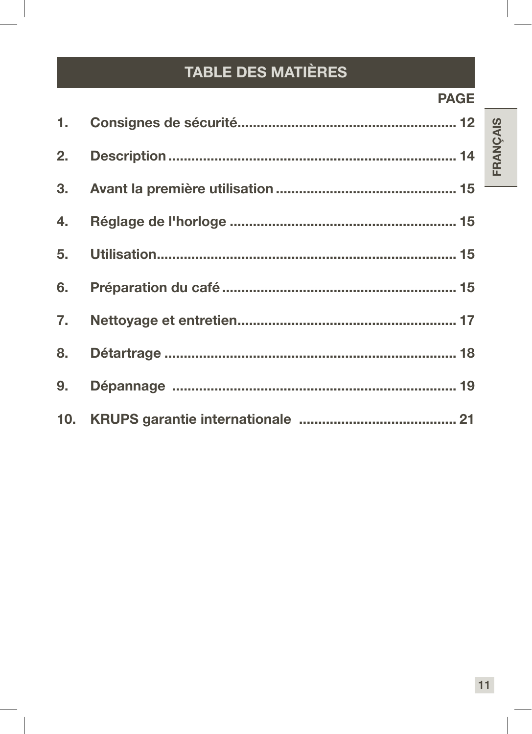# TABLE DES MATIÈRES

| | | PAGE |
|---|---|---|
| 1. | Consignes de sécurité | 12 |
| 2. | Description | 14 |
| 3. | Avant la première utilisation | 15 |
| 4. | Réglage de l'horloge | 15 |
| 5. | Utilisation | 15 |
| 6. | Préparation du café | 15 |
| 7. | Nettoyage et entretien | 17 |
| 8. | Détartrage | 18 |
| 9. | Dépannage | 19 |
| 10. | KRUPS garantie internationale | 21 |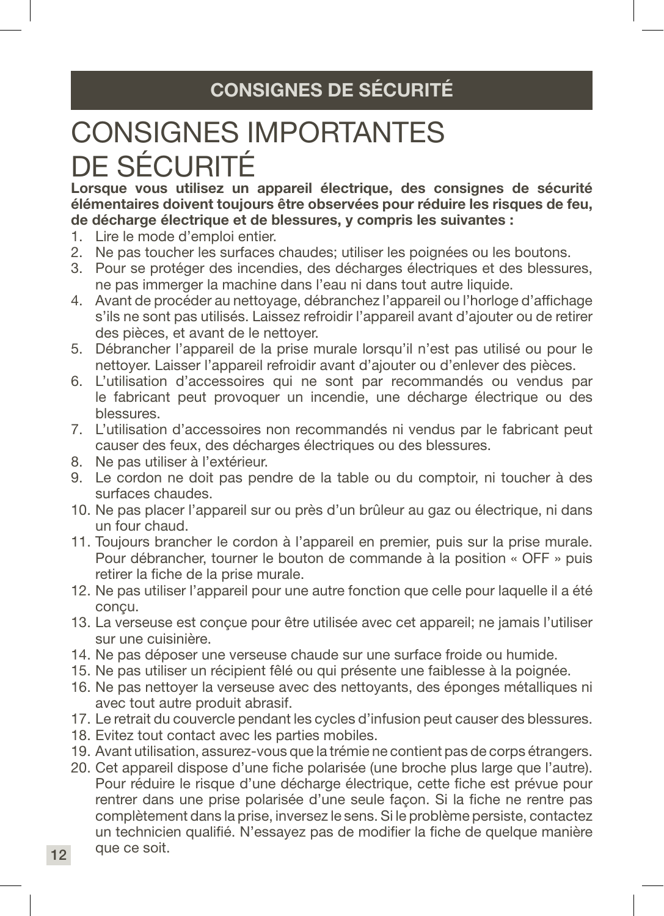## CONSIGNES DE SÉCURITÉ

# CONSIGNES IMPORTANTES DE SÉCURITÉ

**Lorsque vous utilisez un appareil électrique, des consignes de sécurité élémentaires doivent toujours être observées pour réduire les risques de feu, de décharge électrique et de blessures, y compris les suivantes :**

1. Lire le mode d'emploi entier.
2. Ne pas toucher les surfaces chaudes; utiliser les poignées ou les boutons.
3. Pour se protéger des incendies, des décharges électriques et des blessures, ne pas immerger la machine dans l'eau ni dans tout autre liquide.
4. Avant de procéder au nettoyage, débranchez l'appareil ou l'horloge d'affichage s'ils ne sont pas utilisés. Laissez refroidir l'appareil avant d'ajouter ou de retirer des pièces, et avant de le nettoyer.
5. Débrancher l'appareil de la prise murale lorsqu'il n'est pas utilisé ou pour le nettoyer. Laisser l'appareil refroidir avant d'ajouter ou d'enlever des pièces.
6. L'utilisation d'accessoires qui ne sont par recommandés ou vendus par le fabricant peut provoquer un incendie, une décharge électrique ou des blessures.
7. L'utilisation d'accessoires non recommandés ni vendus par le fabricant peut causer des feux, des décharges électriques ou des blessures.
8. Ne pas utiliser à l'extérieur.
9. Le cordon ne doit pas pendre de la table ou du comptoir, ni toucher à des surfaces chaudes.
10. Ne pas placer l'appareil sur ou près d'un brûleur au gaz ou électrique, ni dans un four chaud.
11. Toujours brancher le cordon à l'appareil en premier, puis sur la prise murale. Pour débrancher, tourner le bouton de commande à la position « OFF » puis retirer la fiche de la prise murale.
12. Ne pas utiliser l'appareil pour une autre fonction que celle pour laquelle il a été conçu.
13. La verseuse est conçue pour être utilisée avec cet appareil; ne jamais l'utiliser sur une cuisinière.
14. Ne pas déposer une verseuse chaude sur une surface froide ou humide.
15. Ne pas utiliser un récipient fêlé ou qui présente une faiblesse à la poignée.
16. Ne pas nettoyer la verseuse avec des nettoyants, des éponges métalliques ni avec tout autre produit abrasif.
17. Le retrait du couvercle pendant les cycles d'infusion peut causer des blessures.
18. Evitez tout contact avec les parties mobiles.
19. Avant utilisation, assurez-vous que la trémie ne contient pas de corps étrangers.
20. Cet appareil dispose d'une fiche polarisée (une broche plus large que l'autre). Pour réduire le risque d'une décharge électrique, cette fiche est prévue pour rentrer dans une prise polarisée d'une seule façon. Si la fiche ne rentre pas complètement dans la prise, inversez le sens. Si le problème persiste, contactez un technicien qualifié. N'essayez pas de modifier la fiche de quelque manière que ce soit.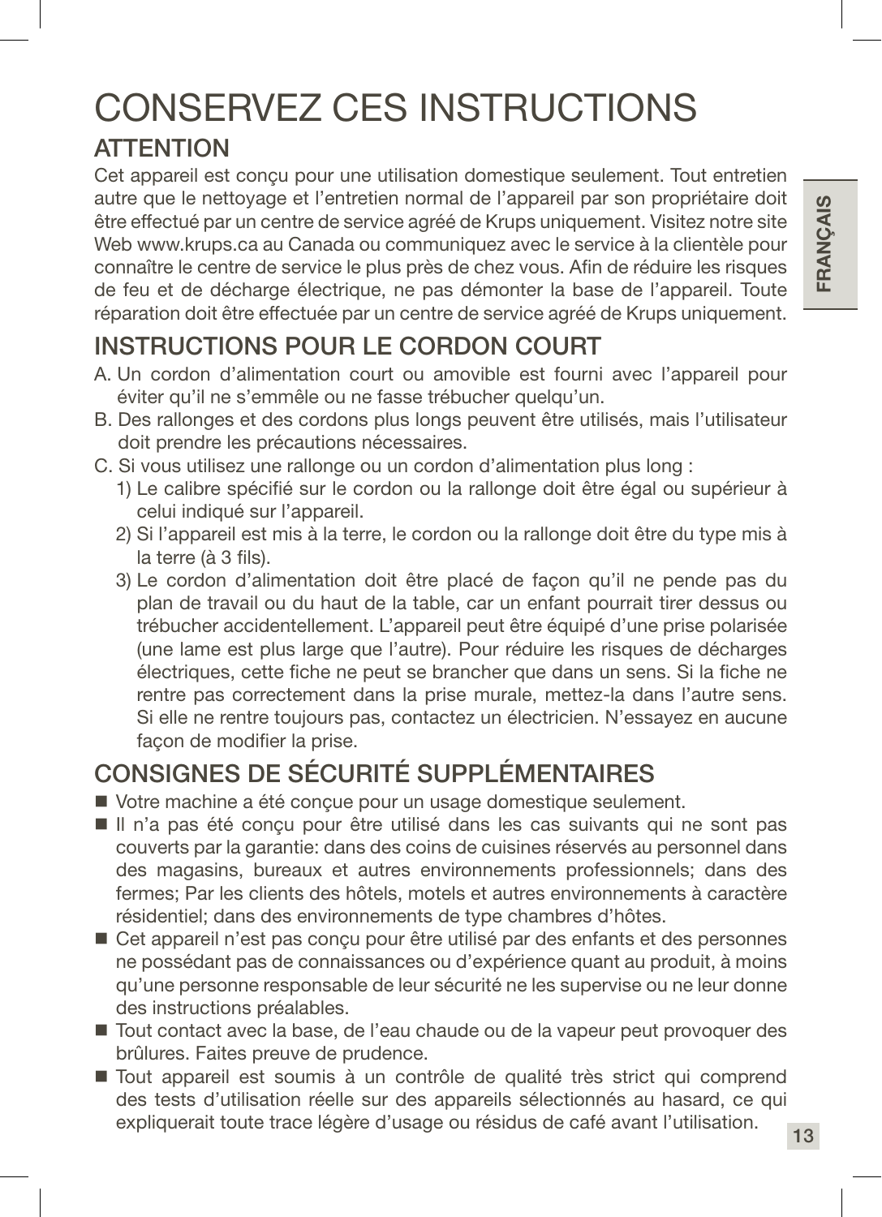# CONSERVEZ CES INSTRUCTIONS

## ATTENTION

Cet appareil est conçu pour une utilisation domestique seulement. Tout entretien autre que le nettoyage et l'entretien normal de l'appareil par son propriétaire doit être effectué par un centre de service agréé de Krups uniquement. Visitez notre site Web www.krups.ca au Canada ou communiquez avec le service à la clientèle pour connaître le centre de service le plus près de chez vous. Afin de réduire les risques de feu et de décharge électrique, ne pas démonter la base de l'appareil. Toute réparation doit être effectuée par un centre de service agréé de Krups uniquement.

## INSTRUCTIONS POUR LE CORDON COURT

A. Un cordon d'alimentation court ou amovible est fourni avec l'appareil pour éviter qu'il ne s'emmêle ou ne fasse trébucher quelqu'un.

B. Des rallonges et des cordons plus longs peuvent être utilisés, mais l'utilisateur doit prendre les précautions nécessaires.

C. Si vous utilisez une rallonge ou un cordon d'alimentation plus long :

1) Le calibre spécifié sur le cordon ou la rallonge doit être égal ou supérieur à celui indiqué sur l'appareil.
2) Si l'appareil est mis à la terre, le cordon ou la rallonge doit être du type mis à la terre (à 3 fils).
3) Le cordon d'alimentation doit être placé de façon qu'il ne pende pas du plan de travail ou du haut de la table, car un enfant pourrait tirer dessus ou trébucher accidentellement. L'appareil peut être équipé d'une prise polarisée (une lame est plus large que l'autre). Pour réduire les risques de décharges électriques, cette fiche ne peut se brancher que dans un sens. Si la fiche ne rentre pas correctement dans la prise murale, mettez-la dans l'autre sens. Si elle ne rentre toujours pas, contactez un électricien. N'essayez en aucune façon de modifier la prise.

## CONSIGNES DE SÉCURITÉ SUPPLÉMENTAIRES

- Votre machine a été conçue pour un usage domestique seulement.
- Il n'a pas été conçu pour être utilisé dans les cas suivants qui ne sont pas couverts par la garantie: dans des coins de cuisines réservés au personnel dans des magasins, bureaux et autres environnements professionnels; dans des fermes; Par les clients des hôtels, motels et autres environnements à caractère résidentiel; dans des environnements de type chambres d'hôtes.
- Cet appareil n'est pas conçu pour être utilisé par des enfants et des personnes ne possédant pas de connaissances ou d'expérience quant au produit, à moins qu'une personne responsable de leur sécurité ne les supervise ou ne leur donne des instructions préalables.
- Tout contact avec la base, de l'eau chaude ou de la vapeur peut provoquer des brûlures. Faites preuve de prudence.
- Tout appareil est soumis à un contrôle de qualité très strict qui comprend des tests d'utilisation réelle sur des appareils sélectionnés au hasard, ce qui expliquerait toute trace légère d'usage ou résidus de café avant l'utilisation.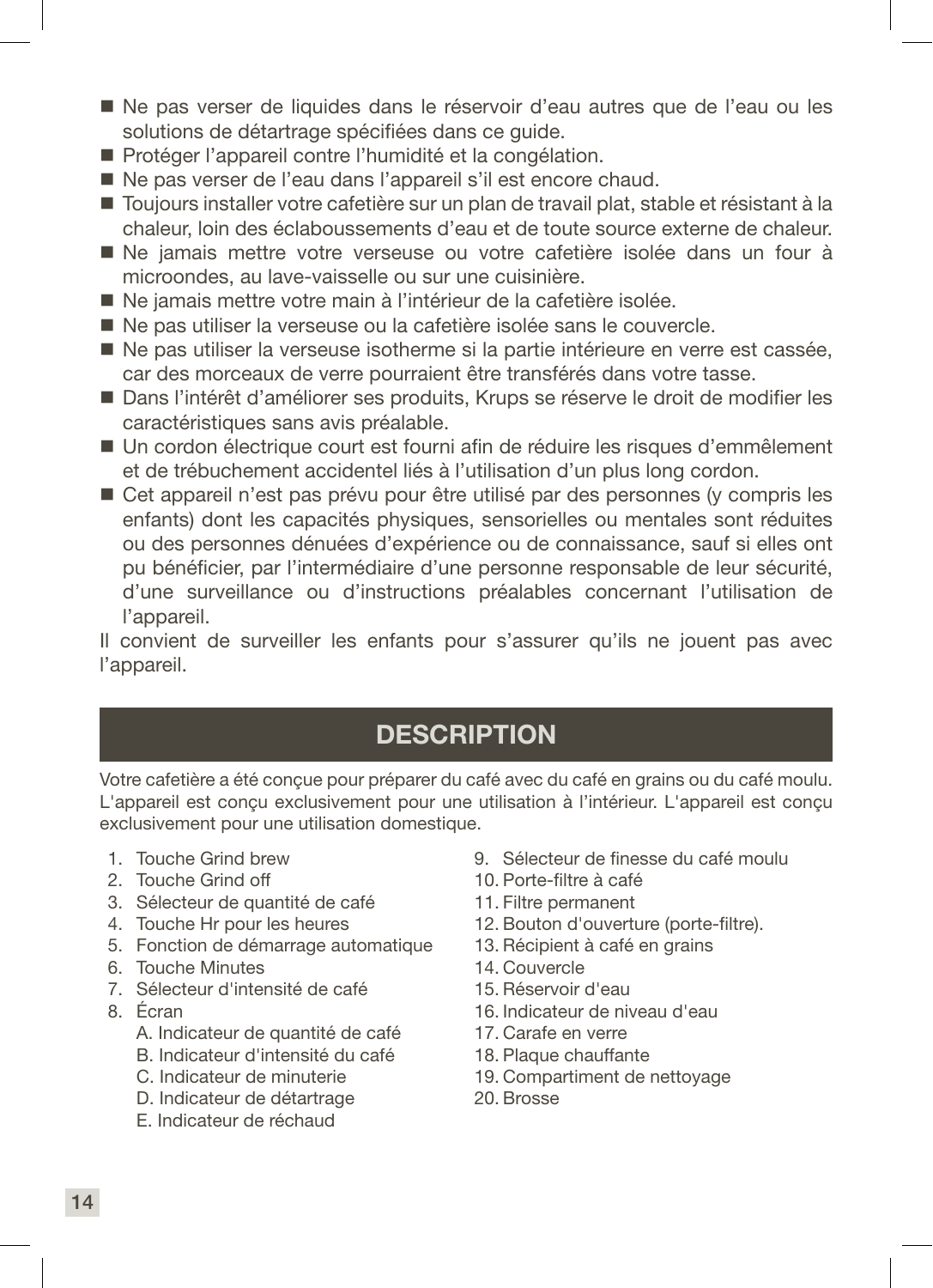- Ne pas verser de liquides dans le réservoir d'eau autres que de l'eau ou les solutions de détartrage spécifiées dans ce guide.
- Protéger l'appareil contre l'humidité et la congélation.
- Ne pas verser de l'eau dans l'appareil s'il est encore chaud.
- Toujours installer votre cafetière sur un plan de travail plat, stable et résistant à la chaleur, loin des éclaboussements d'eau et de toute source externe de chaleur.
- Ne jamais mettre votre verseuse ou votre cafetière isolée dans un four à microondes, au lave-vaisselle ou sur une cuisinière.
- Ne jamais mettre votre main à l'intérieur de la cafetière isolée.
- Ne pas utiliser la verseuse ou la cafetière isolée sans le couvercle.
- Ne pas utiliser la verseuse isotherme si la partie intérieure en verre est cassée, car des morceaux de verre pourraient être transférés dans votre tasse.
- Dans l'intérêt d'améliorer ses produits, Krups se réserve le droit de modifier les caractéristiques sans avis préalable.
- Un cordon électrique court est fourni afin de réduire les risques d'emmêlement et de trébuchement accidentel liés à l'utilisation d'un plus long cordon.
- Cet appareil n'est pas prévu pour être utilisé par des personnes (y compris les enfants) dont les capacités physiques, sensorielles ou mentales sont réduites ou des personnes dénuées d'expérience ou de connaissance, sauf si elles ont pu bénéficier, par l'intermédiaire d'une personne responsable de leur sécurité, d'une surveillance ou d'instructions préalables concernant l'utilisation de l'appareil.

Il convient de surveiller les enfants pour s'assurer qu'ils ne jouent pas avec l'appareil.

## DESCRIPTION

Votre cafetière a été conçue pour préparer du café avec du café en grains ou du café moulu. L'appareil est conçu exclusivement pour une utilisation à l'intérieur. L'appareil est conçu exclusivement pour une utilisation domestique.

1. Touche Grind brew
2. Touche Grind off
3. Sélecteur de quantité de café
4. Touche Hr pour les heures
5. Fonction de démarrage automatique
6. Touche Minutes
7. Sélecteur d'intensité de café
8. Écran
   - A. Indicateur de quantité de café
   - B. Indicateur d'intensité du café
   - C. Indicateur de minuterie
   - D. Indicateur de détartrage
   - E. Indicateur de réchaud
9. Sélecteur de finesse du café moulu
10. Porte-filtre à café
11. Filtre permanent
12. Bouton d'ouverture (porte-filtre).
13. Récipient à café en grains
14. Couvercle
15. Réservoir d'eau
16. Indicateur de niveau d'eau
17. Carafe en verre
18. Plaque chauffante
19. Compartiment de nettoyage
20. Brosse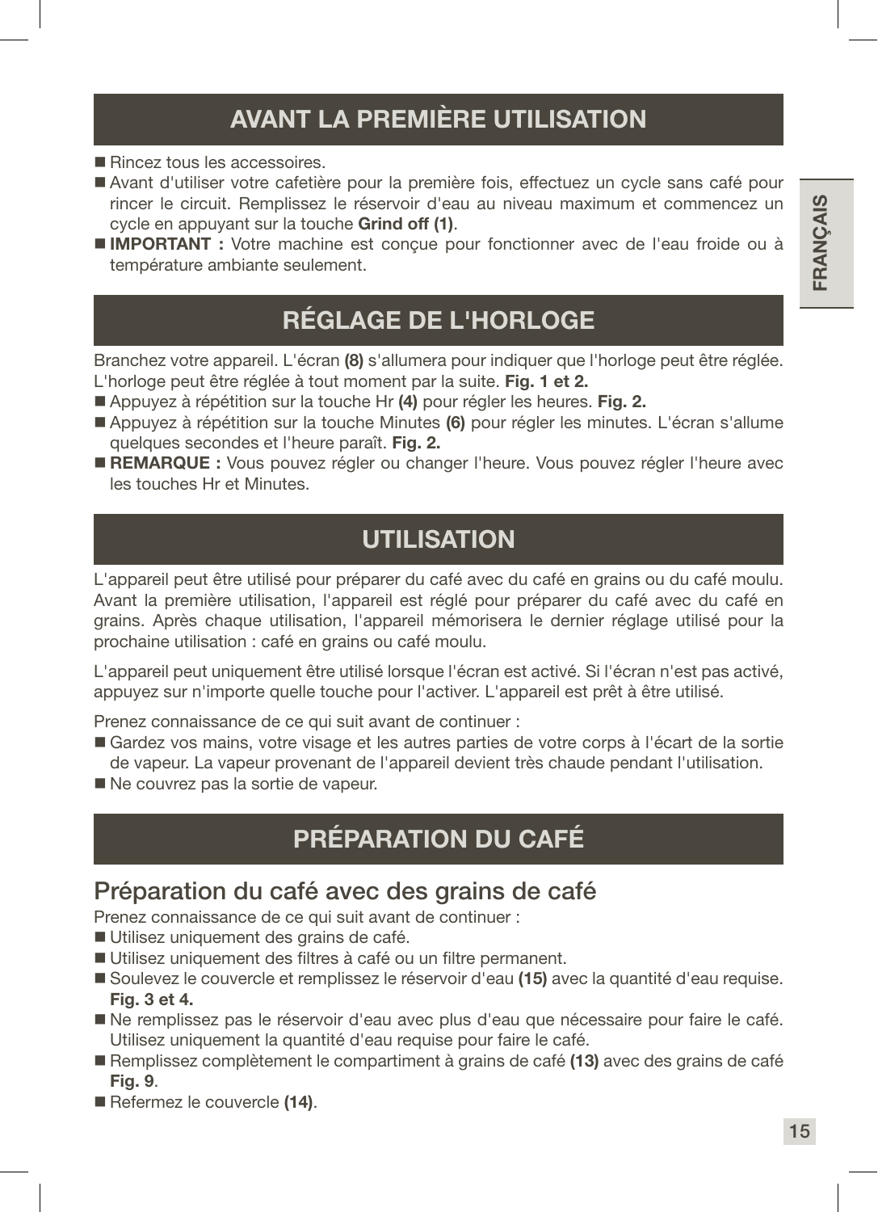## AVANT LA PREMIÈRE UTILISATION

- Rincez tous les accessoires.
- Avant d'utiliser votre cafetière pour la première fois, effectuez un cycle sans café pour rincer le circuit. Remplissez le réservoir d'eau au niveau maximum et commencez un cycle en appuyant sur la touche **Grind off (1)**.
- **IMPORTANT :** Votre machine est conçue pour fonctionner avec de l'eau froide ou à température ambiante seulement.

## RÉGLAGE DE L'HORLOGE

Branchez votre appareil. L'écran **(8)** s'allumera pour indiquer que l'horloge peut être réglée. L'horloge peut être réglée à tout moment par la suite. **Fig. 1 et 2.**

- Appuyez à répétition sur la touche Hr **(4)** pour régler les heures. **Fig. 2.**
- Appuyez à répétition sur la touche Minutes **(6)** pour régler les minutes. L'écran s'allume quelques secondes et l'heure paraît. **Fig. 2.**
- **REMARQUE :** Vous pouvez régler ou changer l'heure. Vous pouvez régler l'heure avec les touches Hr et Minutes.

## UTILISATION

L'appareil peut être utilisé pour préparer du café avec du café en grains ou du café moulu. Avant la première utilisation, l'appareil est réglé pour préparer du café avec du café en grains. Après chaque utilisation, l'appareil mémorisera le dernier réglage utilisé pour la prochaine utilisation : café en grains ou café moulu.

L'appareil peut uniquement être utilisé lorsque l'écran est activé. Si l'écran n'est pas activé, appuyez sur n'importe quelle touche pour l'activer. L'appareil est prêt à être utilisé.

Prenez connaissance de ce qui suit avant de continuer :

- Gardez vos mains, votre visage et les autres parties de votre corps à l'écart de la sortie de vapeur. La vapeur provenant de l'appareil devient très chaude pendant l'utilisation.
- Ne couvrez pas la sortie de vapeur.

## PRÉPARATION DU CAFÉ

### Préparation du café avec des grains de café

Prenez connaissance de ce qui suit avant de continuer :

- Utilisez uniquement des grains de café.
- Utilisez uniquement des filtres à café ou un filtre permanent.
- Soulevez le couvercle et remplissez le réservoir d'eau **(15)** avec la quantité d'eau requise. **Fig. 3 et 4.**
- Ne remplissez pas le réservoir d'eau avec plus d'eau que nécessaire pour faire le café. Utilisez uniquement la quantité d'eau requise pour faire le café.
- Remplissez complètement le compartiment à grains de café **(13)** avec des grains de café **Fig. 9**.
- Refermez le couvercle **(14)**.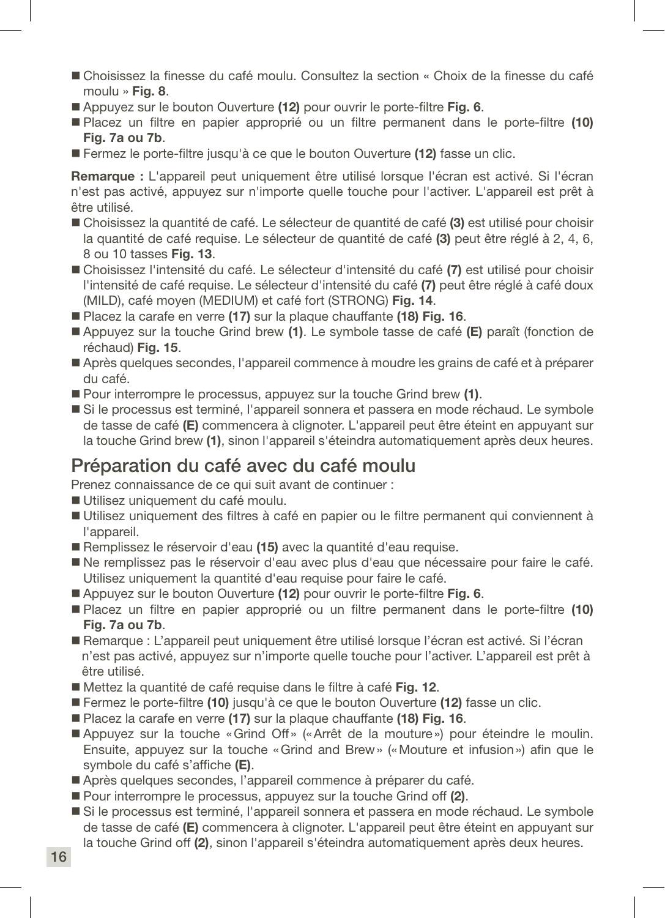- Choisissez la finesse du café moulu. Consultez la section « Choix de la finesse du café moulu » **Fig. 8**.
- Appuyez sur le bouton Ouverture **(12)** pour ouvrir le porte-filtre **Fig. 6**.
- Placez un filtre en papier approprié ou un filtre permanent dans le porte-filtre **(10) Fig. 7a ou 7b**.
- Fermez le porte-filtre jusqu'à ce que le bouton Ouverture **(12)** fasse un clic.

**Remarque :** L'appareil peut uniquement être utilisé lorsque l'écran est activé. Si l'écran n'est pas activé, appuyez sur n'importe quelle touche pour l'activer. L'appareil est prêt à être utilisé.

- Choisissez la quantité de café. Le sélecteur de quantité de café **(3)** est utilisé pour choisir la quantité de café requise. Le sélecteur de quantité de café **(3)** peut être réglé à 2, 4, 6, 8 ou 10 tasses **Fig. 13**.
- Choisissez l'intensité du café. Le sélecteur d'intensité du café **(7)** est utilisé pour choisir l'intensité de café requise. Le sélecteur d'intensité du café **(7)** peut être réglé à café doux (MILD), café moyen (MEDIUM) et café fort (STRONG) **Fig. 14**.
- Placez la carafe en verre **(17)** sur la plaque chauffante **(18) Fig. 16**.
- Appuyez sur la touche Grind brew **(1)**. Le symbole tasse de café **(E)** paraît (fonction de réchaud) **Fig. 15**.
- Après quelques secondes, l'appareil commence à moudre les grains de café et à préparer du café.
- Pour interrompre le processus, appuyez sur la touche Grind brew **(1)**.
- Si le processus est terminé, l'appareil sonnera et passera en mode réchaud. Le symbole de tasse de café **(E)** commencera à clignoter. L'appareil peut être éteint en appuyant sur la touche Grind brew **(1)**, sinon l'appareil s'éteindra automatiquement après deux heures.

## Préparation du café avec du café moulu

Prenez connaissance de ce qui suit avant de continuer :

- Utilisez uniquement du café moulu.
- Utilisez uniquement des filtres à café en papier ou le filtre permanent qui conviennent à l'appareil.
- Remplissez le réservoir d'eau **(15)** avec la quantité d'eau requise.
- Ne remplissez pas le réservoir d'eau avec plus d'eau que nécessaire pour faire le café. Utilisez uniquement la quantité d'eau requise pour faire le café.
- Appuyez sur le bouton Ouverture **(12)** pour ouvrir le porte-filtre **Fig. 6**.
- Placez un filtre en papier approprié ou un filtre permanent dans le porte-filtre **(10) Fig. 7a ou 7b**.
- Remarque : L'appareil peut uniquement être utilisé lorsque l'écran est activé. Si l'écran n'est pas activé, appuyez sur n'importe quelle touche pour l'activer. L'appareil est prêt à être utilisé.
- Mettez la quantité de café requise dans le filtre à café **Fig. 12**.
- Fermez le porte-filtre **(10)** jusqu'à ce que le bouton Ouverture **(12)** fasse un clic.
- Placez la carafe en verre **(17)** sur la plaque chauffante **(18) Fig. 16**.
- Appuyez sur la touche « Grind Off » (« Arrêt de la mouture ») pour éteindre le moulin. Ensuite, appuyez sur la touche « Grind and Brew » (« Mouture et infusion ») afin que le symbole du café s'affiche **(E)**.
- Après quelques secondes, l'appareil commence à préparer du café.
- Pour interrompre le processus, appuyez sur la touche Grind off **(2)**.
- Si le processus est terminé, l'appareil sonnera et passera en mode réchaud. Le symbole de tasse de café **(E)** commencera à clignoter. L'appareil peut être éteint en appuyant sur la touche Grind off **(2)**, sinon l'appareil s'éteindra automatiquement après deux heures.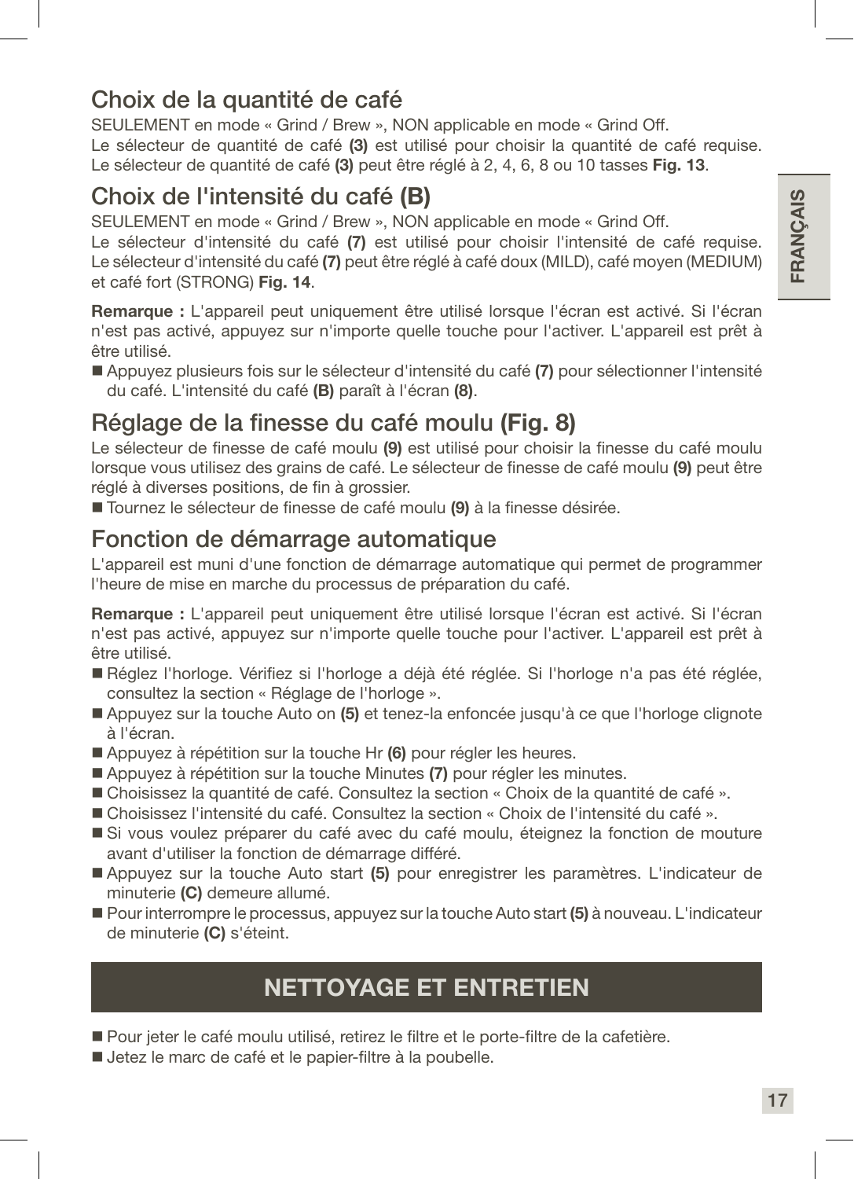## Choix de la quantité de café

SEULEMENT en mode « Grind / Brew », NON applicable en mode « Grind Off.

Le sélecteur de quantité de café **(3)** est utilisé pour choisir la quantité de café requise. Le sélecteur de quantité de café **(3)** peut être réglé à 2, 4, 6, 8 ou 10 tasses **Fig. 13**.

## Choix de l'intensité du café **(B)**

SEULEMENT en mode « Grind / Brew », NON applicable en mode « Grind Off.

Le sélecteur d'intensité du café **(7)** est utilisé pour choisir l'intensité de café requise. Le sélecteur d'intensité du café **(7)** peut être réglé à café doux (MILD), café moyen (MEDIUM) et café fort (STRONG) **Fig. 14**.

**Remarque :** L'appareil peut uniquement être utilisé lorsque l'écran est activé. Si l'écran n'est pas activé, appuyez sur n'importe quelle touche pour l'activer. L'appareil est prêt à être utilisé.

- Appuyez plusieurs fois sur le sélecteur d'intensité du café **(7)** pour sélectionner l'intensité du café. L'intensité du café **(B)** paraît à l'écran **(8)**.

## Réglage de la finesse du café moulu **(Fig. 8)**

Le sélecteur de finesse de café moulu **(9)** est utilisé pour choisir la finesse du café moulu lorsque vous utilisez des grains de café. Le sélecteur de finesse de café moulu **(9)** peut être réglé à diverses positions, de fin à grossier.

- Tournez le sélecteur de finesse de café moulu **(9)** à la finesse désirée.

## Fonction de démarrage automatique

L'appareil est muni d'une fonction de démarrage automatique qui permet de programmer l'heure de mise en marche du processus de préparation du café.

**Remarque :** L'appareil peut uniquement être utilisé lorsque l'écran est activé. Si l'écran n'est pas activé, appuyez sur n'importe quelle touche pour l'activer. L'appareil est prêt à être utilisé.

- Réglez l'horloge. Vérifiez si l'horloge a déjà été réglée. Si l'horloge n'a pas été réglée, consultez la section « Réglage de l'horloge ».
- Appuyez sur la touche Auto on **(5)** et tenez-la enfoncée jusqu'à ce que l'horloge clignote à l'écran.
- Appuyez à répétition sur la touche Hr **(6)** pour régler les heures.
- Appuyez à répétition sur la touche Minutes **(7)** pour régler les minutes.
- Choisissez la quantité de café. Consultez la section « Choix de la quantité de café ».
- Choisissez l'intensité du café. Consultez la section « Choix de l'intensité du café ».
- Si vous voulez préparer du café avec du café moulu, éteignez la fonction de mouture avant d'utiliser la fonction de démarrage différé.
- Appuyez sur la touche Auto start **(5)** pour enregistrer les paramètres. L'indicateur de minuterie **(C)** demeure allumé.
- Pour interrompre le processus, appuyez sur la touche Auto start **(5)** à nouveau. L'indicateur de minuterie **(C)** s'éteint.

# NETTOYAGE ET ENTRETIEN

- Pour jeter le café moulu utilisé, retirez le filtre et le porte-filtre de la cafetière.
- Jetez le marc de café et le papier-filtre à la poubelle.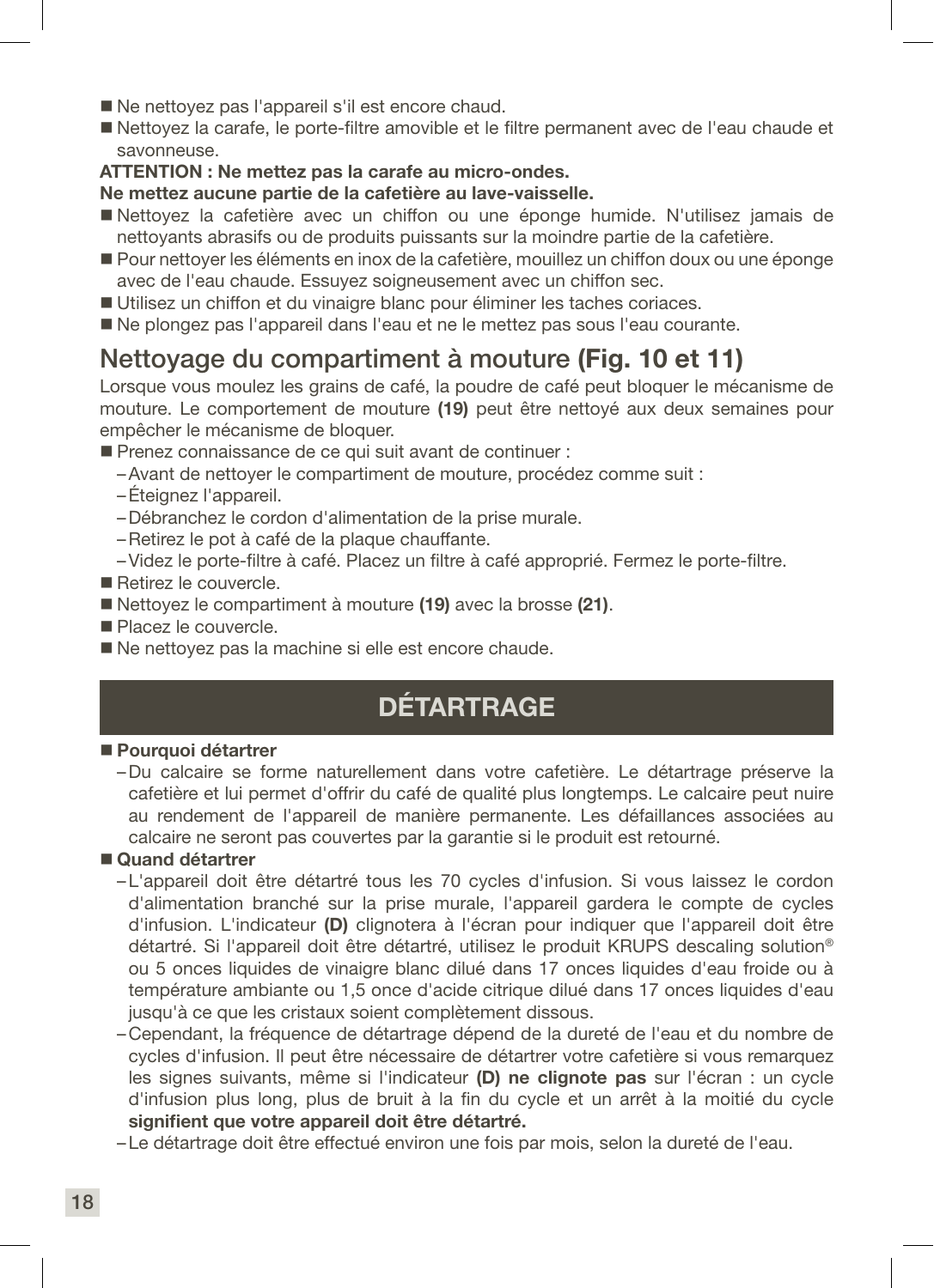- Ne nettoyez pas l'appareil s'il est encore chaud.
- Nettoyez la carafe, le porte-filtre amovible et le filtre permanent avec de l'eau chaude et savonneuse.

**ATTENTION : Ne mettez pas la carafe au micro-ondes.**
**Ne mettez aucune partie de la cafetière au lave-vaisselle.**

- Nettoyez la cafetière avec un chiffon ou une éponge humide. N'utilisez jamais de nettoyants abrasifs ou de produits puissants sur la moindre partie de la cafetière.
- Pour nettoyer les éléments en inox de la cafetière, mouillez un chiffon doux ou une éponge avec de l'eau chaude. Essuyez soigneusement avec un chiffon sec.
- Utilisez un chiffon et du vinaigre blanc pour éliminer les taches coriaces.
- Ne plongez pas l'appareil dans l'eau et ne le mettez pas sous l'eau courante.

## Nettoyage du compartiment à mouture **(Fig. 10 et 11)**

Lorsque vous moulez les grains de café, la poudre de café peut bloquer le mécanisme de mouture. Le comportement de mouture **(19)** peut être nettoyé aux deux semaines pour empêcher le mécanisme de bloquer.

- Prenez connaissance de ce qui suit avant de continuer :
  - Avant de nettoyer le compartiment de mouture, procédez comme suit :
  - Éteignez l'appareil.
  - Débranchez le cordon d'alimentation de la prise murale.
  - Retirez le pot à café de la plaque chauffante.
  - Videz le porte-filtre à café. Placez un filtre à café approprié. Fermez le porte-filtre.
- Retirez le couvercle.
- Nettoyez le compartiment à mouture **(19)** avec la brosse **(21)**.
- Placez le couvercle.
- Ne nettoyez pas la machine si elle est encore chaude.

## DÉTARTRAGE

- **Pourquoi détartrer**
  - Du calcaire se forme naturellement dans votre cafetière. Le détartrage préserve la cafetière et lui permet d'offrir du café de qualité plus longtemps. Le calcaire peut nuire au rendement de l'appareil de manière permanente. Les défaillances associées au calcaire ne seront pas couvertes par la garantie si le produit est retourné.
- **Quand détartrer**
  - L'appareil doit être détartré tous les 70 cycles d'infusion. Si vous laissez le cordon d'alimentation branché sur la prise murale, l'appareil gardera le compte de cycles d'infusion. L'indicateur **(D)** clignotera à l'écran pour indiquer que l'appareil doit être détartré. Si l'appareil doit être détartré, utilisez le produit KRUPS descaling solution® ou 5 onces liquides de vinaigre blanc dilué dans 17 onces liquides d'eau froide ou à température ambiante ou 1,5 once d'acide citrique dilué dans 17 onces liquides d'eau jusqu'à ce que les cristaux soient complètement dissous.
  - Cependant, la fréquence de détartrage dépend de la dureté de l'eau et du nombre de cycles d'infusion. Il peut être nécessaire de détartrer votre cafetière si vous remarquez les signes suivants, même si l'indicateur **(D) ne clignote pas** sur l'écran : un cycle d'infusion plus long, plus de bruit à la fin du cycle et un arrêt à la moitié du cycle **signifient que votre appareil doit être détartré.**
  - Le détartrage doit être effectué environ une fois par mois, selon la dureté de l'eau.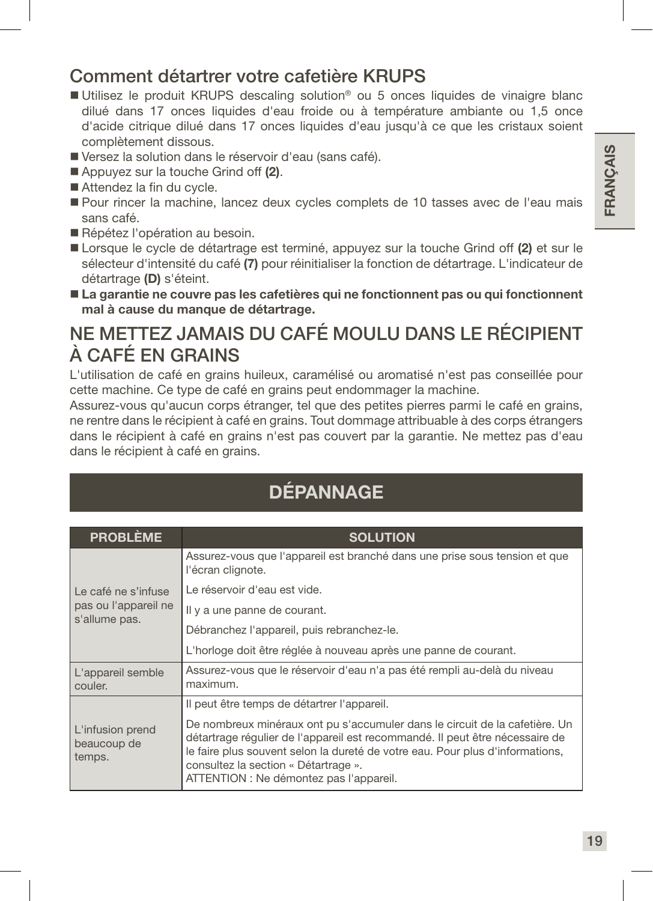## Comment détartrer votre cafetière KRUPS

- Utilisez le produit KRUPS descaling solution® ou 5 onces liquides de vinaigre blanc dilué dans 17 onces liquides d'eau froide ou à température ambiante ou 1,5 once d'acide citrique dilué dans 17 onces liquides d'eau jusqu'à ce que les cristaux soient complètement dissous.
- Versez la solution dans le réservoir d'eau (sans café).
- Appuyez sur la touche Grind off **(2)**.
- Attendez la fin du cycle.
- Pour rincer la machine, lancez deux cycles complets de 10 tasses avec de l'eau mais sans café.
- Répétez l'opération au besoin.
- Lorsque le cycle de détartrage est terminé, appuyez sur la touche Grind off **(2)** et sur le sélecteur d'intensité du café **(7)** pour réinitialiser la fonction de détartrage. L'indicateur de détartrage **(D)** s'éteint.
- **La garantie ne couvre pas les cafetières qui ne fonctionnent pas ou qui fonctionnent mal à cause du manque de détartrage.**

## NE METTEZ JAMAIS DU CAFÉ MOULU DANS LE RÉCIPIENT À CAFÉ EN GRAINS

L'utilisation de café en grains huileux, caramélisé ou aromatisé n'est pas conseillée pour cette machine. Ce type de café en grains peut endommager la machine.

Assurez-vous qu'aucun corps étranger, tel que des petites pierres parmi le café en grains, ne rentre dans le récipient à café en grains. Tout dommage attribuable à des corps étrangers dans le récipient à café en grains n'est pas couvert par la garantie. Ne mettez pas d'eau dans le récipient à café en grains.

# DÉPANNAGE

| PROBLÈME | SOLUTION |
|---|---|
| Le café ne s'infuse pas ou l'appareil ne s'allume pas. | Assurez-vous que l'appareil est branché dans une prise sous tension et que l'écran clignote. |
| | Le réservoir d'eau est vide. |
| | Il y a une panne de courant. |
| | Débranchez l'appareil, puis rebranchez-le. |
| | L'horloge doit être réglée à nouveau après une panne de courant. |
| L'appareil semble couler. | Assurez-vous que le réservoir d'eau n'a pas été rempli au-delà du niveau maximum. |
| L'infusion prend beaucoup de temps. | Il peut être temps de détartrer l'appareil. |
| | De nombreux minéraux ont pu s'accumuler dans le circuit de la cafetière. Un détartrage régulier de l'appareil est recommandé. Il peut être nécessaire de le faire plus souvent selon la dureté de votre eau. Pour plus d'informations, consultez la section « Détartrage ». ATTENTION : Ne démontez pas l'appareil. |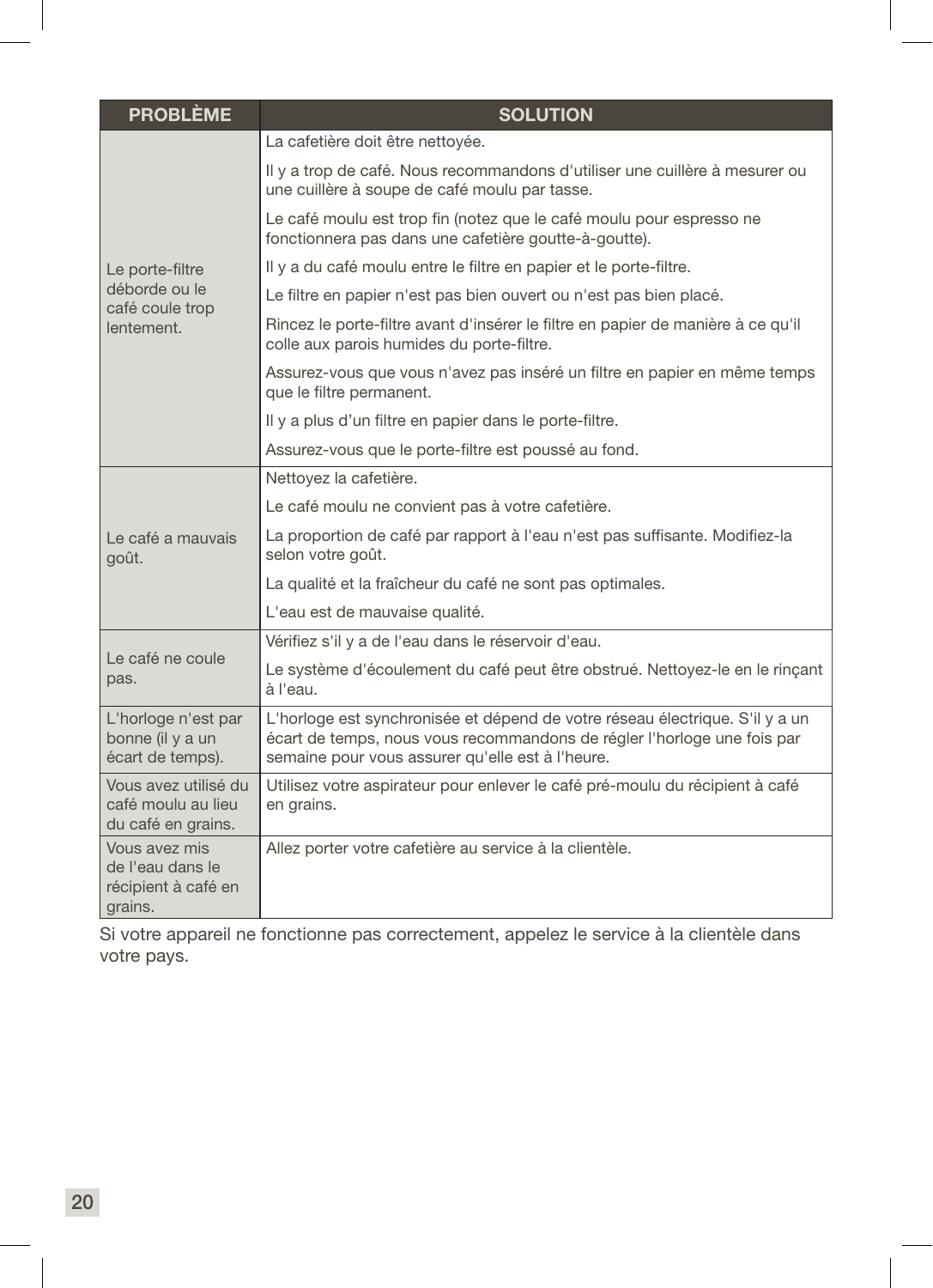| PROBLÈME | SOLUTION |
| --- | --- |
| Le porte-filtre déborde ou le café coule trop lentement. | La cafetière doit être nettoyée. |
| | Il y a trop de café. Nous recommandons d'utiliser une cuillère à mesurer ou une cuillère à soupe de café moulu par tasse. |
| | Le café moulu est trop fin (notez que le café moulu pour espresso ne fonctionnera pas dans une cafetière goutte-à-goutte). |
| | Il y a du café moulu entre le filtre en papier et le porte-filtre. |
| | Le filtre en papier n'est pas bien ouvert ou n'est pas bien placé. |
| | Rincez le porte-filtre avant d'insérer le filtre en papier de manière à ce qu'il colle aux parois humides du porte-filtre. |
| | Assurez-vous que vous n'avez pas inséré un filtre en papier en même temps que le filtre permanent. |
| | Il y a plus d'un filtre en papier dans le porte-filtre. |
| | Assurez-vous que le porte-filtre est poussé au fond. |
| Le café a mauvais goût. | Nettoyez la cafetière. |
| | Le café moulu ne convient pas à votre cafetière. |
| | La proportion de café par rapport à l'eau n'est pas suffisante. Modifiez-la selon votre goût. |
| | La qualité et la fraîcheur du café ne sont pas optimales. |
| | L'eau est de mauvaise qualité. |
| Le café ne coule pas. | Vérifiez s'il y a de l'eau dans le réservoir d'eau. |
| | Le système d'écoulement du café peut être obstrué. Nettoyez-le en le rinçant à l'eau. |
| L'horloge n'est par bonne (il y a un écart de temps). | L'horloge est synchronisée et dépend de votre réseau électrique. S'il y a un écart de temps, nous vous recommandons de régler l'horloge une fois par semaine pour vous assurer qu'elle est à l'heure. |
| Vous avez utilisé du café moulu au lieu du café en grains. | Utilisez votre aspirateur pour enlever le café pré-moulu du récipient à café en grains. |
| Vous avez mis de l'eau dans le récipient à café en grains. | Allez porter votre cafetière au service à la clientèle. |

Si votre appareil ne fonctionne pas correctement, appelez le service à la clientèle dans votre pays.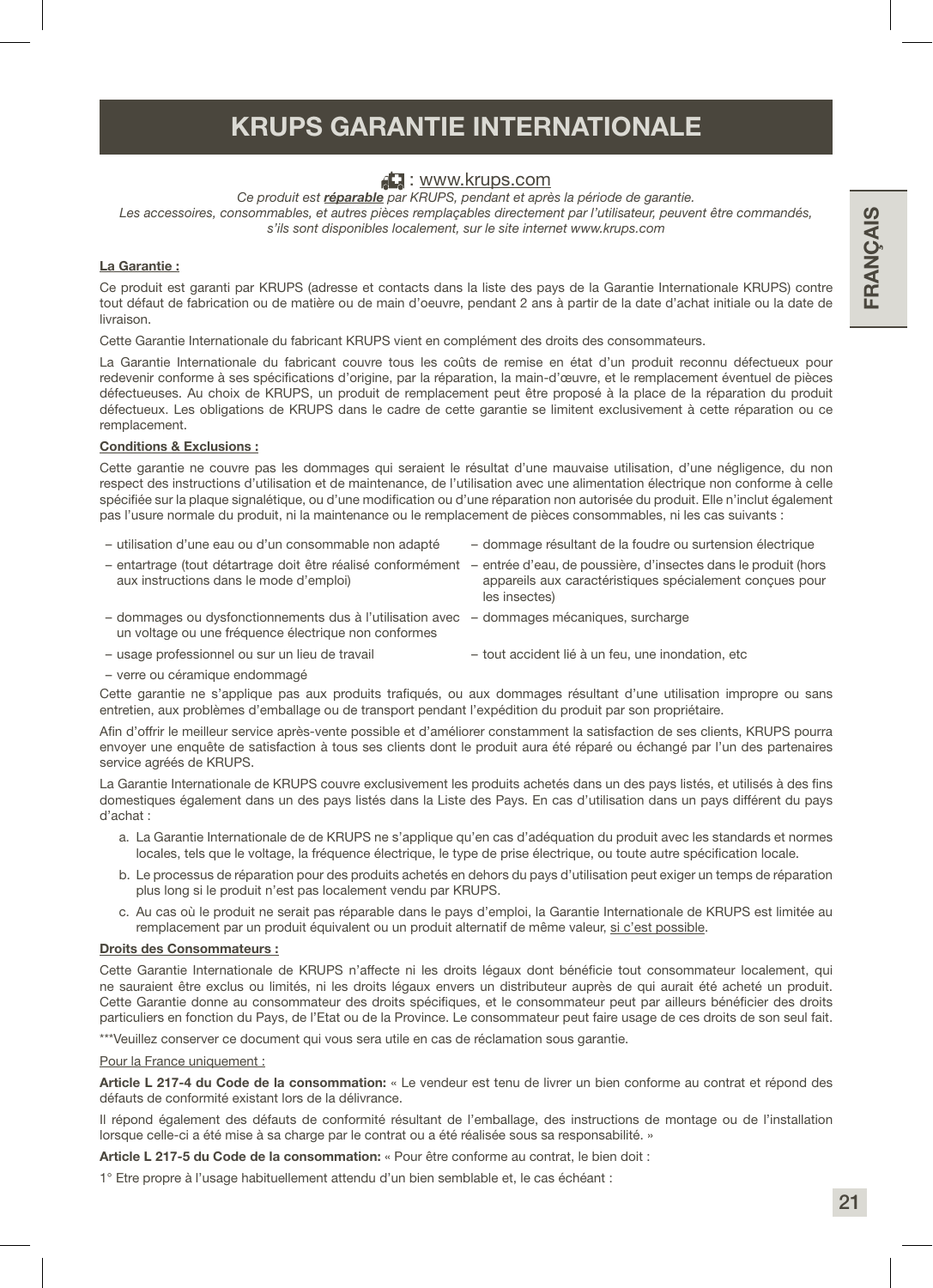# KRUPS GARANTIE INTERNATIONALE

: www.krups.com

*Ce produit est **réparable** par KRUPS, pendant et après la période de garantie.*
*Les accessoires, consommables, et autres pièces remplaçables directement par l'utilisateur, peuvent être commandés, s'ils sont disponibles localement, sur le site internet www.krups.com*

**La Garantie :**

Ce produit est garanti par KRUPS (adresse et contacts dans la liste des pays de la Garantie Internationale KRUPS) contre tout défaut de fabrication ou de matière ou de main d'oeuvre, pendant 2 ans à partir de la date d'achat initiale ou la date de livraison.

Cette Garantie Internationale du fabricant KRUPS vient en complément des droits des consommateurs.

La Garantie Internationale du fabricant couvre tous les coûts de remise en état d'un produit reconnu défectueux pour redevenir conforme à ses spécifications d'origine, par la réparation, la main-d'œuvre, et le remplacement éventuel de pièces défectueuses. Au choix de KRUPS, un produit de remplacement peut être proposé à la place de la réparation du produit défectueux. Les obligations de KRUPS dans le cadre de cette garantie se limitent exclusivement à cette réparation ou ce remplacement.

**Conditions & Exclusions :**

Cette garantie ne couvre pas les dommages qui seraient le résultat d'une mauvaise utilisation, d'une négligence, du non respect des instructions d'utilisation et de maintenance, de l'utilisation avec une alimentation électrique non conforme à celle spécifiée sur la plaque signalétique, ou d'une modification ou d'une réparation non autorisée du produit. Elle n'inclut également pas l'usure normale du produit, ni la maintenance ou le remplacement de pièces consommables, ni les cas suivants :

- utilisation d'une eau ou d'un consommable non adapté
- entartrage (tout détartrage doit être réalisé conformément aux instructions dans le mode d'emploi)
- dommages ou dysfonctionnements dus à l'utilisation avec un voltage ou une fréquence électrique non conformes
- usage professionnel ou sur un lieu de travail
- verre ou céramique endommagé
- dommage résultant de la foudre ou surtension électrique
- entrée d'eau, de poussière, d'insectes dans le produit (hors appareils aux caractéristiques spécialement conçues pour les insectes)
- dommages mécaniques, surcharge
- tout accident lié à un feu, une inondation, etc

Cette garantie ne s'applique pas aux produits trafiqués, ou aux dommages résultant d'une utilisation impropre ou sans entretien, aux problèmes d'emballage ou de transport pendant l'expédition du produit par son propriétaire.

Afin d'offrir le meilleur service après-vente possible et d'améliorer constamment la satisfaction de ses clients, KRUPS pourra envoyer une enquête de satisfaction à tous ses clients dont le produit aura été réparé ou échangé par l'un des partenaires service agréés de KRUPS.

La Garantie Internationale de KRUPS couvre exclusivement les produits achetés dans un des pays listés, et utilisés à des fins domestiques également dans un des pays listés dans la Liste des Pays. En cas d'utilisation dans un pays différent du pays d'achat :

a. La Garantie Internationale de de KRUPS ne s'applique qu'en cas d'adéquation du produit avec les standards et normes locales, tels que le voltage, la fréquence électrique, le type de prise électrique, ou toute autre spécification locale.

b. Le processus de réparation pour des produits achetés en dehors du pays d'utilisation peut exiger un temps de réparation plus long si le produit n'est pas localement vendu par KRUPS.

c. Au cas où le produit ne serait pas réparable dans le pays d'emploi, la Garantie Internationale de KRUPS est limitée au remplacement par un produit équivalent ou un produit alternatif de même valeur, si c'est possible.

**Droits des Consommateurs :**

Cette Garantie Internationale de KRUPS n'affecte ni les droits légaux dont bénéficie tout consommateur localement, qui ne sauraient être exclus ou limités, ni les droits légaux envers un distributeur auprès de qui aurait été acheté un produit. Cette Garantie donne au consommateur des droits spécifiques, et le consommateur peut par ailleurs bénéficier des droits particuliers en fonction du Pays, de l'Etat ou de la Province. Le consommateur peut faire usage de ces droits de son seul fait.

***Veuillez conserver ce document qui vous sera utile en cas de réclamation sous garantie.

Pour la France uniquement :

**Article L 217-4 du Code de la consommation:** « Le vendeur est tenu de livrer un bien conforme au contrat et répond des défauts de conformité existant lors de la délivrance.

Il répond également des défauts de conformité résultant de l'emballage, des instructions de montage ou de l'installation lorsque celle-ci a été mise à sa charge par le contrat ou a été réalisée sous sa responsabilité. »

**Article L 217-5 du Code de la consommation:** « Pour être conforme au contrat, le bien doit :

1° Etre propre à l'usage habituellement attendu d'un bien semblable et, le cas échéant :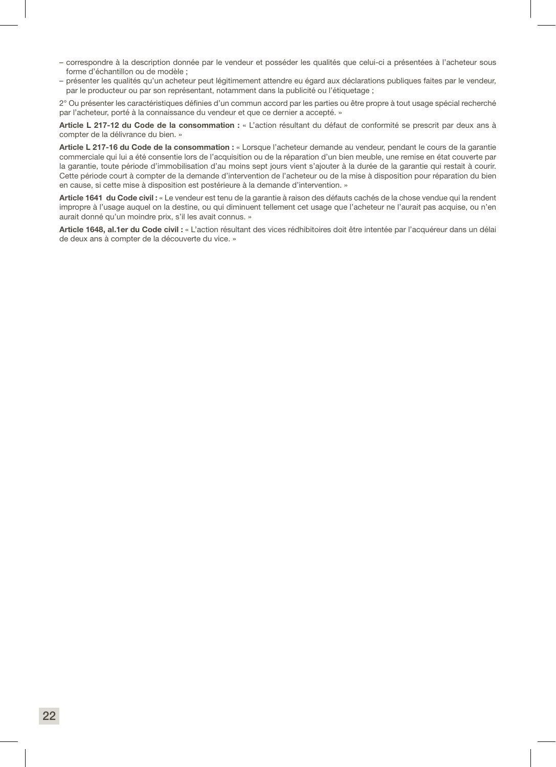– correspondre à la description donnée par le vendeur et posséder les qualités que celui-ci a présentées à l'acheteur sous forme d'échantillon ou de modèle ;
– présenter les qualités qu'un acheteur peut légitimement attendre eu égard aux déclarations publiques faites par le vendeur, par le producteur ou par son représentant, notamment dans la publicité ou l'étiquetage ;

2° Ou présenter les caractéristiques définies d'un commun accord par les parties ou être propre à tout usage spécial recherché par l'acheteur, porté à la connaissance du vendeur et que ce dernier a accepté. »

**Article L 217-12 du Code de la consommation :** « L'action résultant du défaut de conformité se prescrit par deux ans à compter de la délivrance du bien. »

**Article L 217-16 du Code de la consommation :** « Lorsque l'acheteur demande au vendeur, pendant le cours de la garantie commerciale qui lui a été consentie lors de l'acquisition ou de la réparation d'un bien meuble, une remise en état couverte par la garantie, toute période d'immobilisation d'au moins sept jours vient s'ajouter à la durée de la garantie qui restait à courir. Cette période court à compter de la demande d'intervention de l'acheteur ou de la mise à disposition pour réparation du bien en cause, si cette mise à disposition est postérieure à la demande d'intervention. »

**Article 1641 du Code civil :** « Le vendeur est tenu de la garantie à raison des défauts cachés de la chose vendue qui la rendent impropre à l'usage auquel on la destine, ou qui diminuent tellement cet usage que l'acheteur ne l'aurait pas acquise, ou n'en aurait donné qu'un moindre prix, s'il les avait connus. »

**Article 1648, al.1er du Code civil :** « L'action résultant des vices rédhibitoires doit être intentée par l'acquéreur dans un délai de deux ans à compter de la découverte du vice. »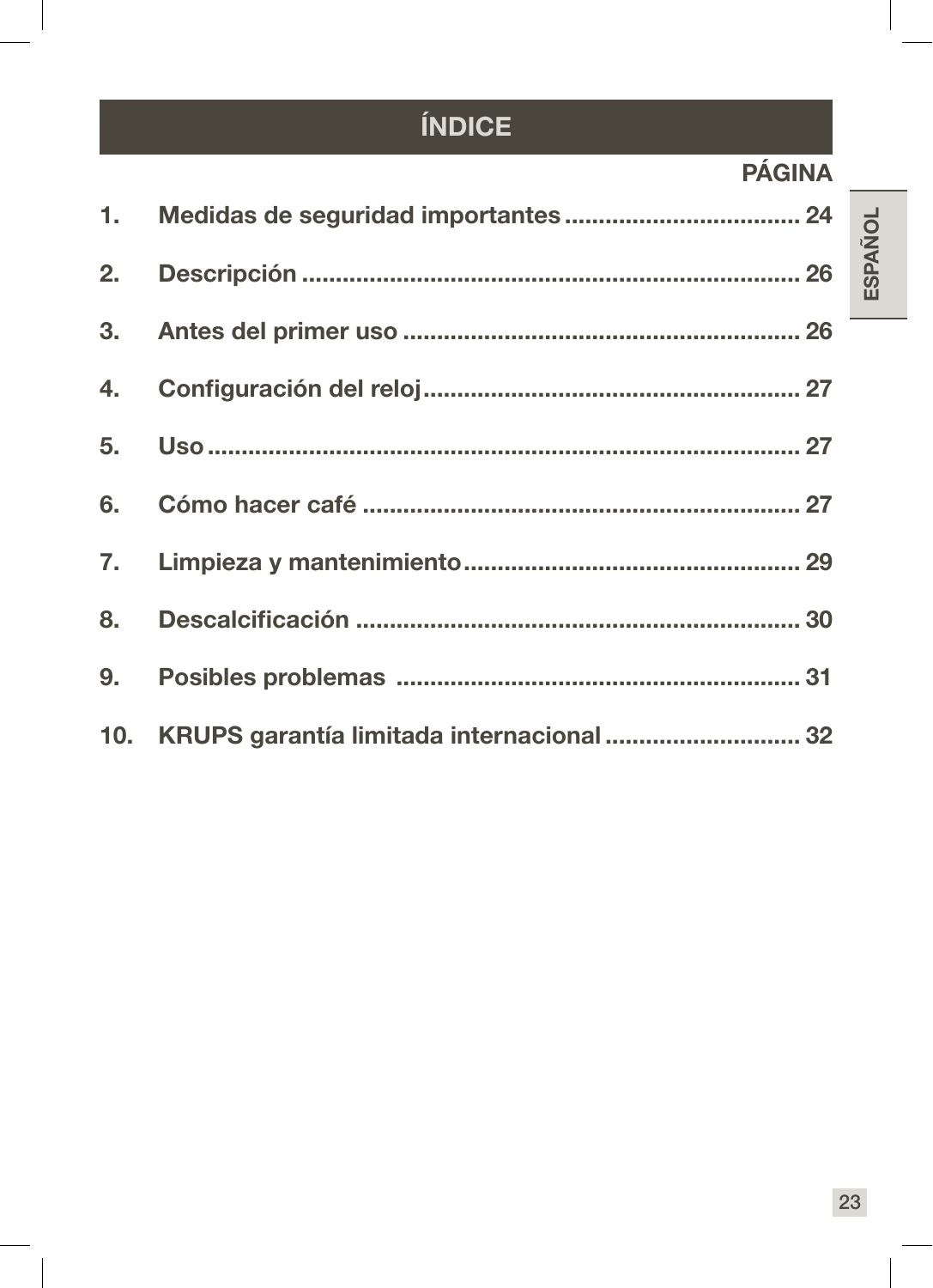# ÍNDICE

| | | PÁGINA |
|---|---|---|
| 1. | Medidas de seguridad importantes | 24 |
| 2. | Descripción | 26 |
| 3. | Antes del primer uso | 26 |
| 4. | Configuración del reloj | 27 |
| 5. | Uso | 27 |
| 6. | Cómo hacer café | 27 |
| 7. | Limpieza y mantenimiento | 29 |
| 8. | Descalcificación | 30 |
| 9. | Posibles problemas | 31 |
| 10. | KRUPS garantía limitada internacional | 32 |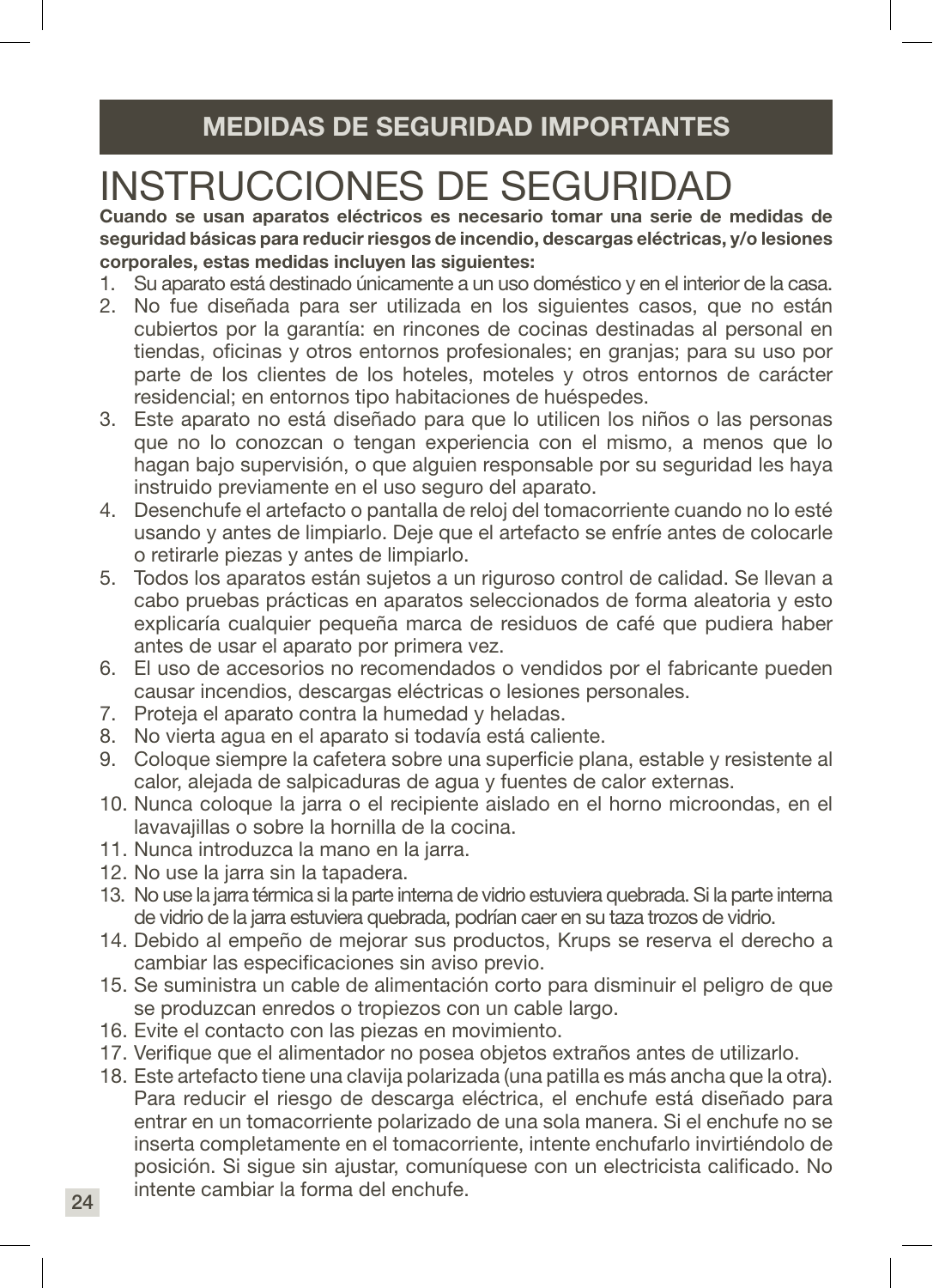## MEDIDAS DE SEGURIDAD IMPORTANTES

# INSTRUCCIONES DE SEGURIDAD

**Cuando se usan aparatos eléctricos es necesario tomar una serie de medidas de seguridad básicas para reducir riesgos de incendio, descargas eléctricas, y/o lesiones corporales, estas medidas incluyen las siguientes:**

1. Su aparato está destinado únicamente a un uso doméstico y en el interior de la casa.
2. No fue diseñada para ser utilizada en los siguientes casos, que no están cubiertos por la garantía: en rincones de cocinas destinadas al personal en tiendas, oficinas y otros entornos profesionales; en granjas; para su uso por parte de los clientes de los hoteles, moteles y otros entornos de carácter residencial; en entornos tipo habitaciones de huéspedes.
3. Este aparato no está diseñado para que lo utilicen los niños o las personas que no lo conozcan o tengan experiencia con el mismo, a menos que lo hagan bajo supervisión, o que alguien responsable por su seguridad les haya instruido previamente en el uso seguro del aparato.
4. Desenchufe el artefacto o pantalla de reloj del tomacorriente cuando no lo esté usando y antes de limpiarlo. Deje que el artefacto se enfríe antes de colocarle o retirarle piezas y antes de limpiarlo.
5. Todos los aparatos están sujetos a un riguroso control de calidad. Se llevan a cabo pruebas prácticas en aparatos seleccionados de forma aleatoria y esto explicaría cualquier pequeña marca de residuos de café que pudiera haber antes de usar el aparato por primera vez.
6. El uso de accesorios no recomendados o vendidos por el fabricante pueden causar incendios, descargas eléctricas o lesiones personales.
7. Proteja el aparato contra la humedad y heladas.
8. No vierta agua en el aparato si todavía está caliente.
9. Coloque siempre la cafetera sobre una superficie plana, estable y resistente al calor, alejada de salpicaduras de agua y fuentes de calor externas.
10. Nunca coloque la jarra o el recipiente aislado en el horno microondas, en el lavavajillas o sobre la hornilla de la cocina.
11. Nunca introduzca la mano en la jarra.
12. No use la jarra sin la tapadera.
13. No use la jarra térmica si la parte interna de vidrio estuviera quebrada. Si la parte interna de vidrio de la jarra estuviera quebrada, podrían caer en su taza trozos de vidrio.
14. Debido al empeño de mejorar sus productos, Krups se reserva el derecho a cambiar las especificaciones sin aviso previo.
15. Se suministra un cable de alimentación corto para disminuir el peligro de que se produzcan enredos o tropiezos con un cable largo.
16. Evite el contacto con las piezas en movimiento.
17. Verifique que el alimentador no posea objetos extraños antes de utilizarlo.
18. Este artefacto tiene una clavija polarizada (una patilla es más ancha que la otra). Para reducir el riesgo de descarga eléctrica, el enchufe está diseñado para entrar en un tomacorriente polarizado de una sola manera. Si el enchufe no se inserta completamente en el tomacorriente, intente enchufarlo invirtiéndolo de posición. Si sigue sin ajustar, comuníquese con un electricista calificado. No intente cambiar la forma del enchufe.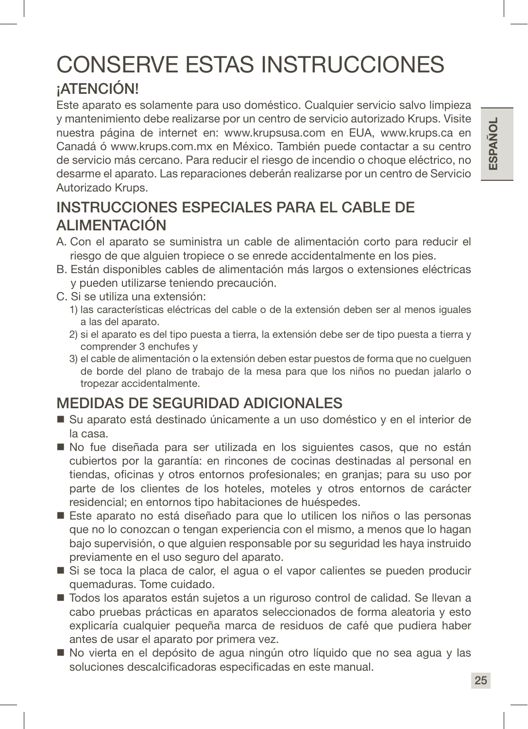# CONSERVE ESTAS INSTRUCCIONES

## ¡ATENCIÓN!

Este aparato es solamente para uso doméstico. Cualquier servicio salvo limpieza y mantenimiento debe realizarse por un centro de servicio autorizado Krups. Visite nuestra página de internet en: www.krupsusa.com en EUA, www.krups.ca en Canadá ó www.krups.com.mx en México. También puede contactar a su centro de servicio más cercano. Para reducir el riesgo de incendio o choque eléctrico, no desarme el aparato. Las reparaciones deberán realizarse por un centro de Servicio Autorizado Krups.

## INSTRUCCIONES ESPECIALES PARA EL CABLE DE ALIMENTACIÓN

A. Con el aparato se suministra un cable de alimentación corto para reducir el riesgo de que alguien tropiece o se enrede accidentalmente en los pies.

B. Están disponibles cables de alimentación más largos o extensiones eléctricas y pueden utilizarse teniendo precaución.

C. Si se utiliza una extensión:

1) las características eléctricas del cable o de la extensión deben ser al menos iguales a las del aparato.
2) si el aparato es del tipo puesta a tierra, la extensión debe ser de tipo puesta a tierra y comprender 3 enchufes y
3) el cable de alimentación o la extensión deben estar puestos de forma que no cuelguen de borde del plano de trabajo de la mesa para que los niños no puedan jalarlo o tropezar accidentalmente.

## MEDIDAS DE SEGURIDAD ADICIONALES

- Su aparato está destinado únicamente a un uso doméstico y en el interior de la casa.
- No fue diseñada para ser utilizada en los siguientes casos, que no están cubiertos por la garantía: en rincones de cocinas destinadas al personal en tiendas, oficinas y otros entornos profesionales; en granjas; para su uso por parte de los clientes de los hoteles, moteles y otros entornos de carácter residencial; en entornos tipo habitaciones de huéspedes.
- Este aparato no está diseñado para que lo utilicen los niños o las personas que no lo conozcan o tengan experiencia con el mismo, a menos que lo hagan bajo supervisión, o que alguien responsable por su seguridad les haya instruido previamente en el uso seguro del aparato.
- Si se toca la placa de calor, el agua o el vapor calientes se pueden producir quemaduras. Tome cuidado.
- Todos los aparatos están sujetos a un riguroso control de calidad. Se llevan a cabo pruebas prácticas en aparatos seleccionados de forma aleatoria y esto explicaría cualquier pequeña marca de residuos de café que pudiera haber antes de usar el aparato por primera vez.
- No vierta en el depósito de agua ningún otro líquido que no sea agua y las soluciones descalcificadoras especificadas en este manual.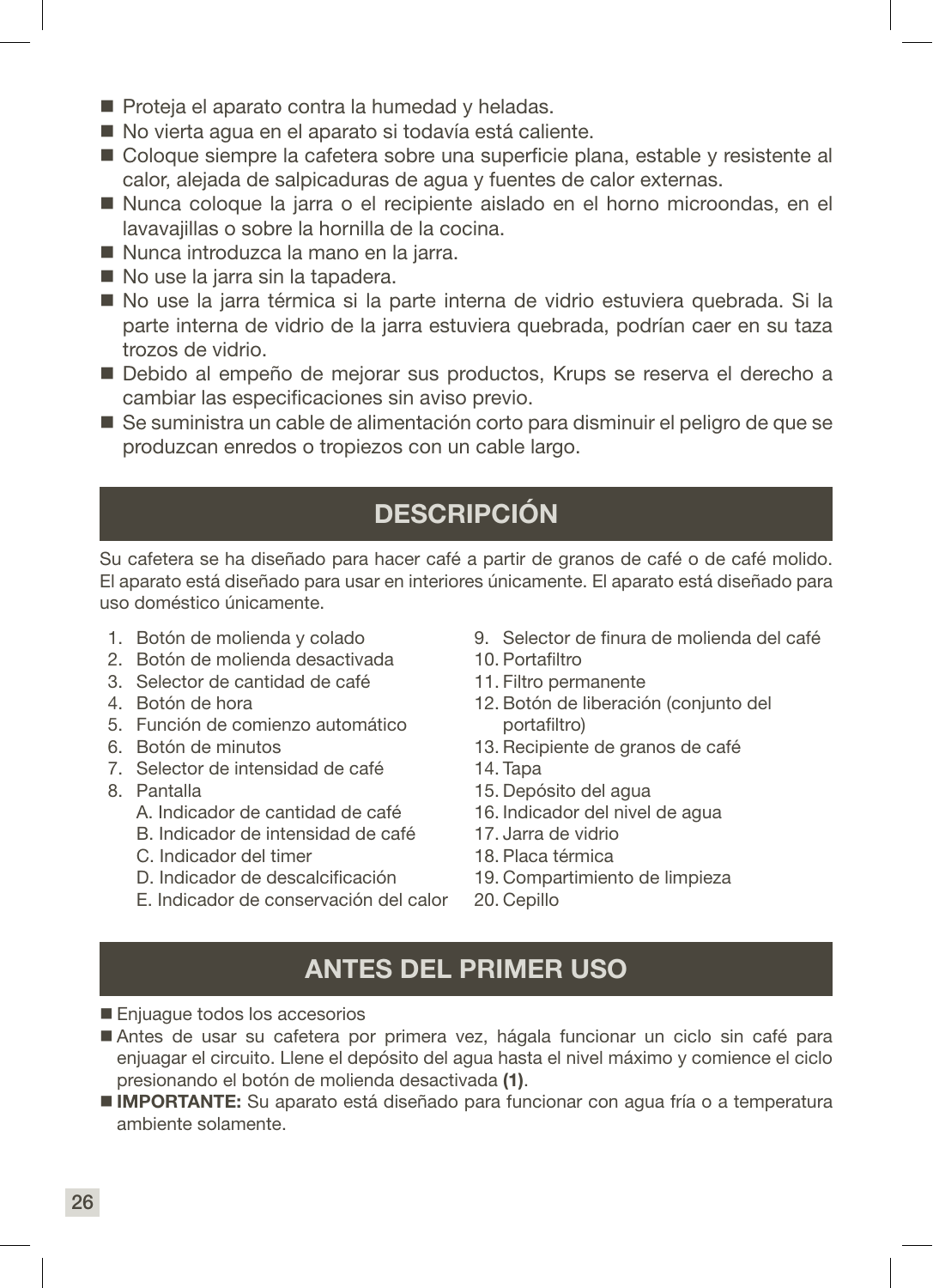- Proteja el aparato contra la humedad y heladas.
- No vierta agua en el aparato si todavía está caliente.
- Coloque siempre la cafetera sobre una superficie plana, estable y resistente al calor, alejada de salpicaduras de agua y fuentes de calor externas.
- Nunca coloque la jarra o el recipiente aislado en el horno microondas, en el lavavajillas o sobre la hornilla de la cocina.
- Nunca introduzca la mano en la jarra.
- No use la jarra sin la tapadera.
- No use la jarra térmica si la parte interna de vidrio estuviera quebrada. Si la parte interna de vidrio de la jarra estuviera quebrada, podrían caer en su taza trozos de vidrio.
- Debido al empeño de mejorar sus productos, Krups se reserva el derecho a cambiar las especificaciones sin aviso previo.
- Se suministra un cable de alimentación corto para disminuir el peligro de que se produzcan enredos o tropiezos con un cable largo.

## DESCRIPCIÓN

Su cafetera se ha diseñado para hacer café a partir de granos de café o de café molido. El aparato está diseñado para usar en interiores únicamente. El aparato está diseñado para uso doméstico únicamente.

1. Botón de molienda y colado
2. Botón de molienda desactivada
3. Selector de cantidad de café
4. Botón de hora
5. Función de comienzo automático
6. Botón de minutos
7. Selector de intensidad de café
8. Pantalla
   - A. Indicador de cantidad de café
   - B. Indicador de intensidad de café
   - C. Indicador del timer
   - D. Indicador de descalcificación
   - E. Indicador de conservación del calor
9. Selector de finura de molienda del café
10. Portafiltro
11. Filtro permanente
12. Botón de liberación (conjunto del portafiltro)
13. Recipiente de granos de café
14. Tapa
15. Depósito del agua
16. Indicador del nivel de agua
17. Jarra de vidrio
18. Placa térmica
19. Compartimiento de limpieza
20. Cepillo

## ANTES DEL PRIMER USO

- Enjuague todos los accesorios
- Antes de usar su cafetera por primera vez, hágala funcionar un ciclo sin café para enjuagar el circuito. Llene el depósito del agua hasta el nivel máximo y comience el ciclo presionando el botón de molienda desactivada **(1)**.
- **IMPORTANTE:** Su aparato está diseñado para funcionar con agua fría o a temperatura ambiente solamente.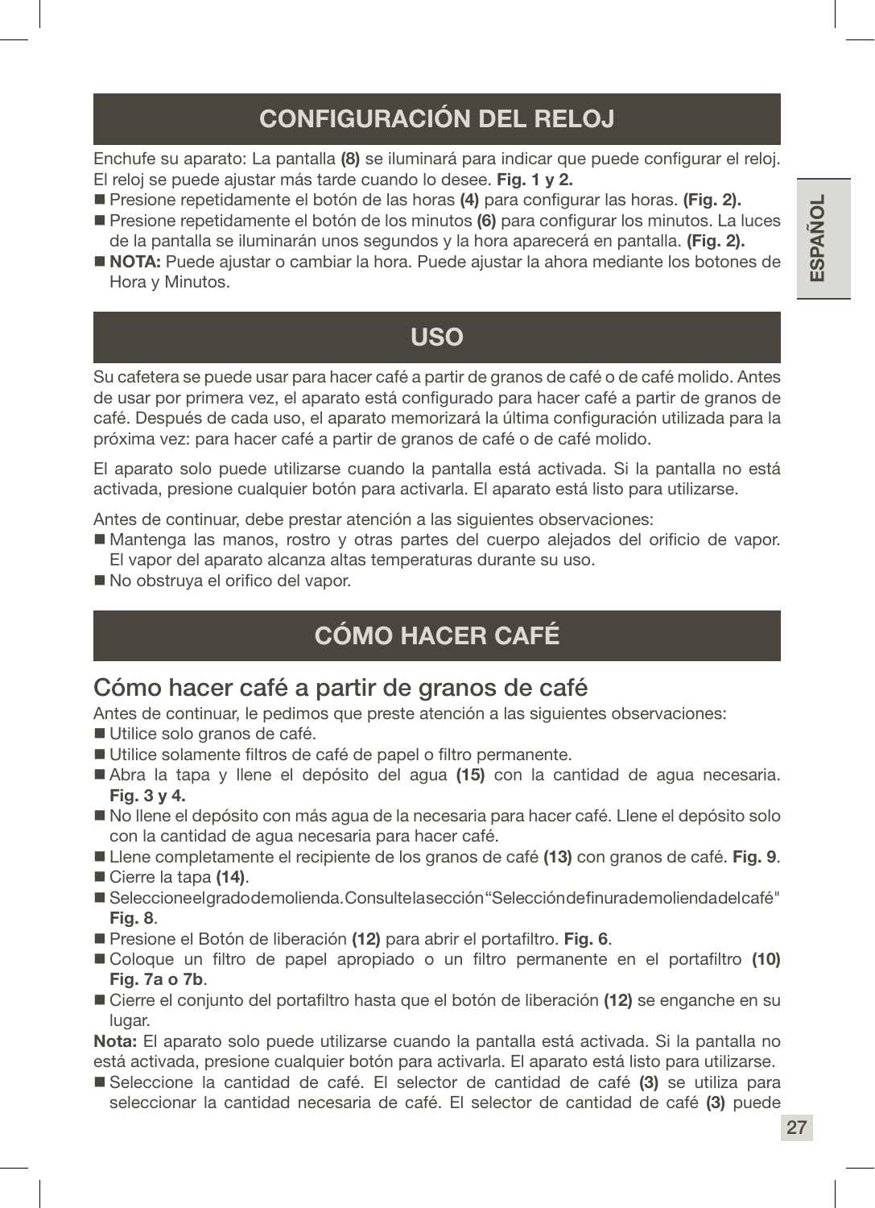## CONFIGURACIÓN DEL RELOJ

Enchufe su aparato: La pantalla **(8)** se iluminará para indicar que puede configurar el reloj. El reloj se puede ajustar más tarde cuando lo desee. **Fig. 1 y 2.**

- Presione repetidamente el botón de las horas **(4)** para configurar las horas. **(Fig. 2).**
- Presione repetidamente el botón de los minutos **(6)** para configurar los minutos. La luces de la pantalla se iluminarán unos segundos y la hora aparecerá en pantalla. **(Fig. 2).**
- **NOTA:** Puede ajustar o cambiar la hora. Puede ajustar la ahora mediante los botones de Hora y Minutos.

## USO

Su cafetera se puede usar para hacer café a partir de granos de café o de café molido. Antes de usar por primera vez, el aparato está configurado para hacer café a partir de granos de café. Después de cada uso, el aparato memorizará la última configuración utilizada para la próxima vez: para hacer café a partir de granos de café o de café molido.

El aparato solo puede utilizarse cuando la pantalla está activada. Si la pantalla no está activada, presione cualquier botón para activarla. El aparato está listo para utilizarse.

Antes de continuar, debe prestar atención a las siguientes observaciones:

- Mantenga las manos, rostro y otras partes del cuerpo alejados del orificio de vapor. El vapor del aparato alcanza altas temperaturas durante su uso.
- No obstruya el orifico del vapor.

## CÓMO HACER CAFÉ

### Cómo hacer café a partir de granos de café

Antes de continuar, le pedimos que preste atención a las siguientes observaciones:

- Utilice solo granos de café.
- Utilice solamente filtros de café de papel o filtro permanente.
- Abra la tapa y llene el depósito del agua **(15)** con la cantidad de agua necesaria. **Fig. 3 y 4.**
- No llene el depósito con más agua de la necesaria para hacer café. Llene el depósito solo con la cantidad de agua necesaria para hacer café.
- Llene completamente el recipiente de los granos de café **(13)** con granos de café. **Fig. 9**.
- Cierre la tapa **(14)**.
- Seleccione el grado de molienda. Consulte la sección "Selección de finura de molienda del café" **Fig. 8**.
- Presione el Botón de liberación **(12)** para abrir el portafiltro. **Fig. 6**.
- Coloque un filtro de papel apropiado o un filtro permanente en el portafiltro **(10)** **Fig. 7a o 7b**.
- Cierre el conjunto del portafiltro hasta que el botón de liberación **(12)** se enganche en su lugar.

**Nota:** El aparato solo puede utilizarse cuando la pantalla está activada. Si la pantalla no está activada, presione cualquier botón para activarla. El aparato está listo para utilizarse.

- Seleccione la cantidad de café. El selector de cantidad de café **(3)** se utiliza para seleccionar la cantidad necesaria de café. El selector de cantidad de café **(3)** puede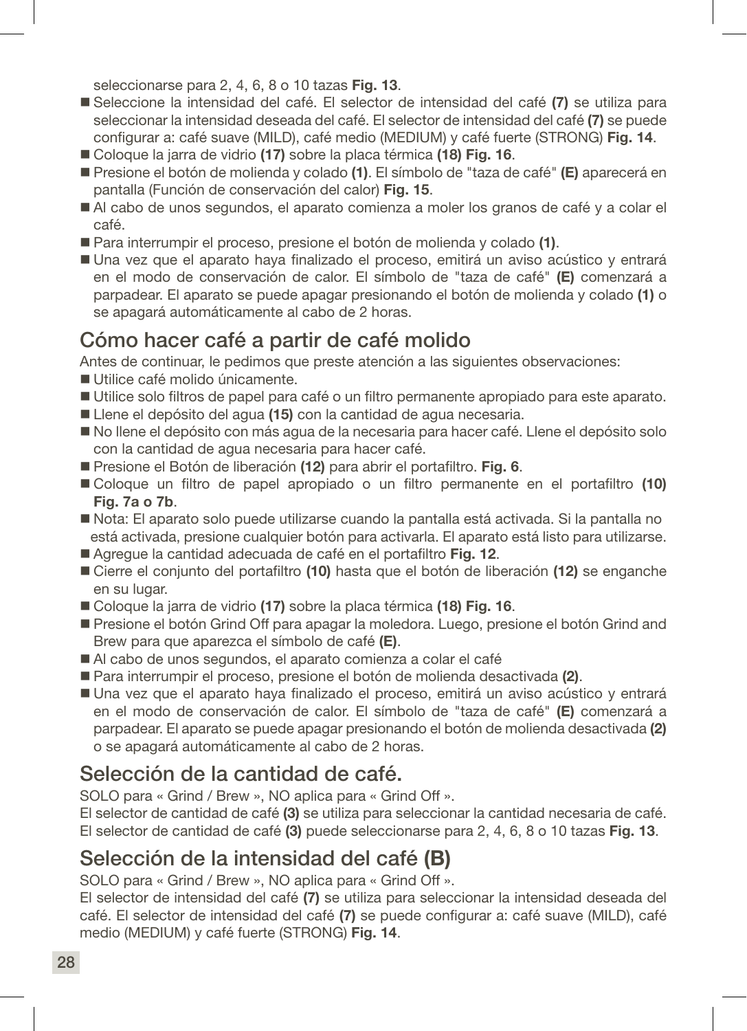seleccionarse para 2, 4, 6, 8 o 10 tazas **Fig. 13**.

- Seleccione la intensidad del café. El selector de intensidad del café **(7)** se utiliza para seleccionar la intensidad deseada del café. El selector de intensidad del café **(7)** se puede configurar a: café suave (MILD), café medio (MEDIUM) y café fuerte (STRONG) **Fig. 14**.
- Coloque la jarra de vidrio **(17)** sobre la placa térmica **(18) Fig. 16**.
- Presione el botón de molienda y colado **(1)**. El símbolo de "taza de café" **(E)** aparecerá en pantalla (Función de conservación del calor) **Fig. 15**.
- Al cabo de unos segundos, el aparato comienza a moler los granos de café y a colar el café.
- Para interrumpir el proceso, presione el botón de molienda y colado **(1)**.
- Una vez que el aparato haya finalizado el proceso, emitirá un aviso acústico y entrará en el modo de conservación de calor. El símbolo de "taza de café" **(E)** comenzará a parpadear. El aparato se puede apagar presionando el botón de molienda y colado **(1)** o se apagará automáticamente al cabo de 2 horas.

## Cómo hacer café a partir de café molido

Antes de continuar, le pedimos que preste atención a las siguientes observaciones:

- Utilice café molido únicamente.
- Utilice solo filtros de papel para café o un filtro permanente apropiado para este aparato.
- Llene el depósito del agua **(15)** con la cantidad de agua necesaria.
- No llene el depósito con más agua de la necesaria para hacer café. Llene el depósito solo con la cantidad de agua necesaria para hacer café.
- Presione el Botón de liberación **(12)** para abrir el portafiltro. **Fig. 6**.
- Coloque un filtro de papel apropiado o un filtro permanente en el portafiltro **(10) Fig. 7a o 7b**.
- Nota: El aparato solo puede utilizarse cuando la pantalla está activada. Si la pantalla no está activada, presione cualquier botón para activarla. El aparato está listo para utilizarse.
- Agregue la cantidad adecuada de café en el portafiltro **Fig. 12**.
- Cierre el conjunto del portafiltro **(10)** hasta que el botón de liberación **(12)** se enganche en su lugar.
- Coloque la jarra de vidrio **(17)** sobre la placa térmica **(18) Fig. 16**.
- Presione el botón Grind Off para apagar la moledora. Luego, presione el botón Grind and Brew para que aparezca el símbolo de café **(E)**.
- Al cabo de unos segundos, el aparato comienza a colar el café
- Para interrumpir el proceso, presione el botón de molienda desactivada **(2)**.
- Una vez que el aparato haya finalizado el proceso, emitirá un aviso acústico y entrará en el modo de conservación de calor. El símbolo de "taza de café" **(E)** comenzará a parpadear. El aparato se puede apagar presionando el botón de molienda desactivada **(2)** o se apagará automáticamente al cabo de 2 horas.

## Selección de la cantidad de café.

SOLO para « Grind / Brew », NO aplica para « Grind Off ».

El selector de cantidad de café **(3)** se utiliza para seleccionar la cantidad necesaria de café. El selector de cantidad de café **(3)** puede seleccionarse para 2, 4, 6, 8 o 10 tazas **Fig. 13**.

## Selección de la intensidad del café **(B)**

SOLO para « Grind / Brew », NO aplica para « Grind Off ».

El selector de intensidad del café **(7)** se utiliza para seleccionar la intensidad deseada del café. El selector de intensidad del café **(7)** se puede configurar a: café suave (MILD), café medio (MEDIUM) y café fuerte (STRONG) **Fig. 14**.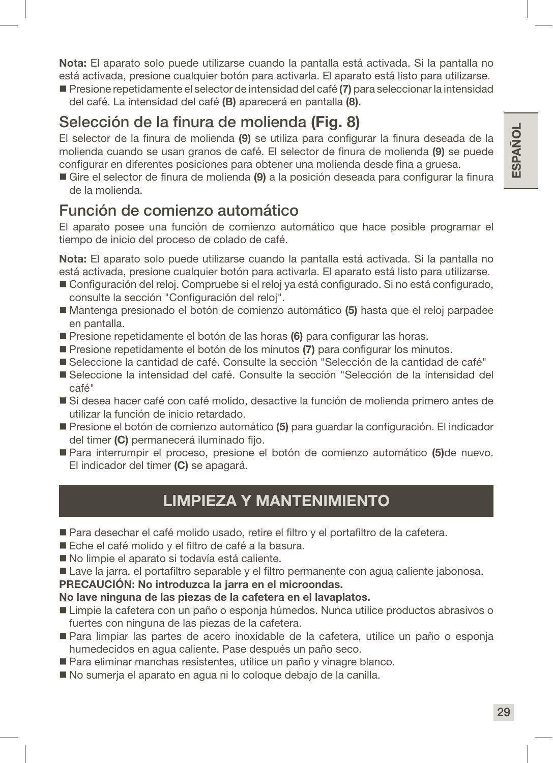**Nota:** El aparato solo puede utilizarse cuando la pantalla está activada. Si la pantalla no está activada, presione cualquier botón para activarla. El aparato está listo para utilizarse.

- Presione repetidamente el selector de intensidad del café **(7)** para seleccionar la intensidad del café. La intensidad del café **(B)** aparecerá en pantalla **(8)**.

## Selección de la finura de molienda (Fig. 8)

El selector de la finura de molienda **(9)** se utiliza para configurar la finura deseada de la molienda cuando se usan granos de café. El selector de finura de molienda **(9)** se puede configurar en diferentes posiciones para obtener una molienda desde fina a gruesa.

- Gire el selector de finura de molienda **(9)** a la posición deseada para configurar la finura de la molienda.

## Función de comienzo automático

El aparato posee una función de comienzo automático que hace posible programar el tiempo de inicio del proceso de colado de café.

**Nota:** El aparato solo puede utilizarse cuando la pantalla está activada. Si la pantalla no está activada, presione cualquier botón para activarla. El aparato está listo para utilizarse.

- Configuración del reloj. Compruebe si el reloj ya está configurado. Si no está configurado, consulte la sección "Configuración del reloj".
- Mantenga presionado el botón de comienzo automático **(5)** hasta que el reloj parpadee en pantalla.
- Presione repetidamente el botón de las horas **(6)** para configurar las horas.
- Presione repetidamente el botón de los minutos **(7)** para configurar los minutos.
- Seleccione la cantidad de café. Consulte la sección "Selección de la cantidad de café"
- Seleccione la intensidad del café. Consulte la sección "Selección de la intensidad del café"
- Si desea hacer café con café molido, desactive la función de molienda primero antes de utilizar la función de inicio retardado.
- Presione el botón de comienzo automático **(5)** para guardar la configuración. El indicador del timer **(C)** permanecerá iluminado fijo.
- Para interrumpir el proceso, presione el botón de comienzo automático **(5)**de nuevo. El indicador del timer **(C)** se apagará.

# LIMPIEZA Y MANTENIMIENTO

- Para desechar el café molido usado, retire el filtro y el portafiltro de la cafetera.
- Eche el café molido y el filtro de café a la basura.
- No limpie el aparato si todavía está caliente.
- Lave la jarra, el portafiltro separable y el filtro permanente con agua caliente jabonosa.

**PRECAUCIÓN: No introduzca la jarra en el microondas.**
**No lave ninguna de las piezas de la cafetera en el lavaplatos.**

- Limpie la cafetera con un paño o esponja húmedos. Nunca utilice productos abrasivos o fuertes con ninguna de las piezas de la cafetera.
- Para limpiar las partes de acero inoxidable de la cafetera, utilice un paño o esponja humedecidos en agua caliente. Pase después un paño seco.
- Para eliminar manchas resistentes, utilice un paño y vinagre blanco.
- No sumerja el aparato en agua ni lo coloque debajo de la canilla.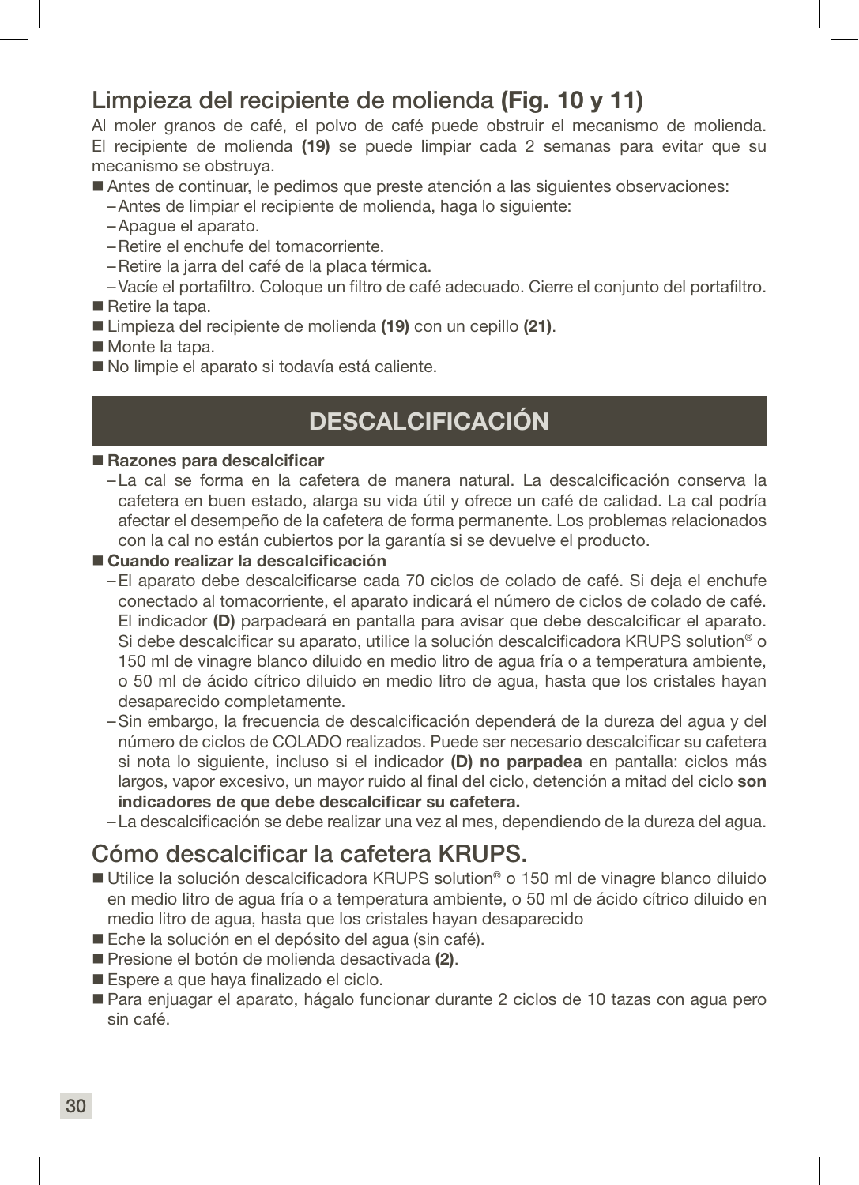## Limpieza del recipiente de molienda **(Fig. 10 y 11)**

Al moler granos de café, el polvo de café puede obstruir el mecanismo de molienda. El recipiente de molienda **(19)** se puede limpiar cada 2 semanas para evitar que su mecanismo se obstruya.

- Antes de continuar, le pedimos que preste atención a las siguientes observaciones:
  - Antes de limpiar el recipiente de molienda, haga lo siguiente:
  - Apague el aparato.
  - Retire el enchufe del tomacorriente.
  - Retire la jarra del café de la placa térmica.
  - Vacíe el portafiltro. Coloque un filtro de café adecuado. Cierre el conjunto del portafiltro.
- Retire la tapa.
- Limpieza del recipiente de molienda **(19)** con un cepillo **(21)**.
- Monte la tapa.
- No limpie el aparato si todavía está caliente.

# DESCALCIFICACIÓN

- **Razones para descalcificar**
  - La cal se forma en la cafetera de manera natural. La descalcificación conserva la cafetera en buen estado, alarga su vida útil y ofrece un café de calidad. La cal podría afectar el desempeño de la cafetera de forma permanente. Los problemas relacionados con la cal no están cubiertos por la garantía si se devuelve el producto.
- **Cuando realizar la descalcificación**
  - El aparato debe descalcificarse cada 70 ciclos de colado de café. Si deja el enchufe conectado al tomacorriente, el aparato indicará el número de ciclos de colado de café. El indicador **(D)** parpadeará en pantalla para avisar que debe descalcificar el aparato. Si debe descalcificar su aparato, utilice la solución descalcificadora KRUPS solution® o 150 ml de vinagre blanco diluido en medio litro de agua fría o a temperatura ambiente, o 50 ml de ácido cítrico diluido en medio litro de agua, hasta que los cristales hayan desaparecido completamente.
  - Sin embargo, la frecuencia de descalcificación dependerá de la dureza del agua y del número de ciclos de COLADO realizados. Puede ser necesario descalcificar su cafetera si nota lo siguiente, incluso si el indicador **(D) no parpadea** en pantalla: ciclos más largos, vapor excesivo, un mayor ruido al final del ciclo, detención a mitad del ciclo **son indicadores de que debe descalcificar su cafetera.**
  - La descalcificación se debe realizar una vez al mes, dependiendo de la dureza del agua.

## Cómo descalcificar la cafetera KRUPS.

- Utilice la solución descalcificadora KRUPS solution® o 150 ml de vinagre blanco diluido en medio litro de agua fría o a temperatura ambiente, o 50 ml de ácido cítrico diluido en medio litro de agua, hasta que los cristales hayan desaparecido
- Eche la solución en el depósito del agua (sin café).
- Presione el botón de molienda desactivada **(2)**.
- Espere a que haya finalizado el ciclo.
- Para enjuagar el aparato, hágalo funcionar durante 2 ciclos de 10 tazas con agua pero sin café.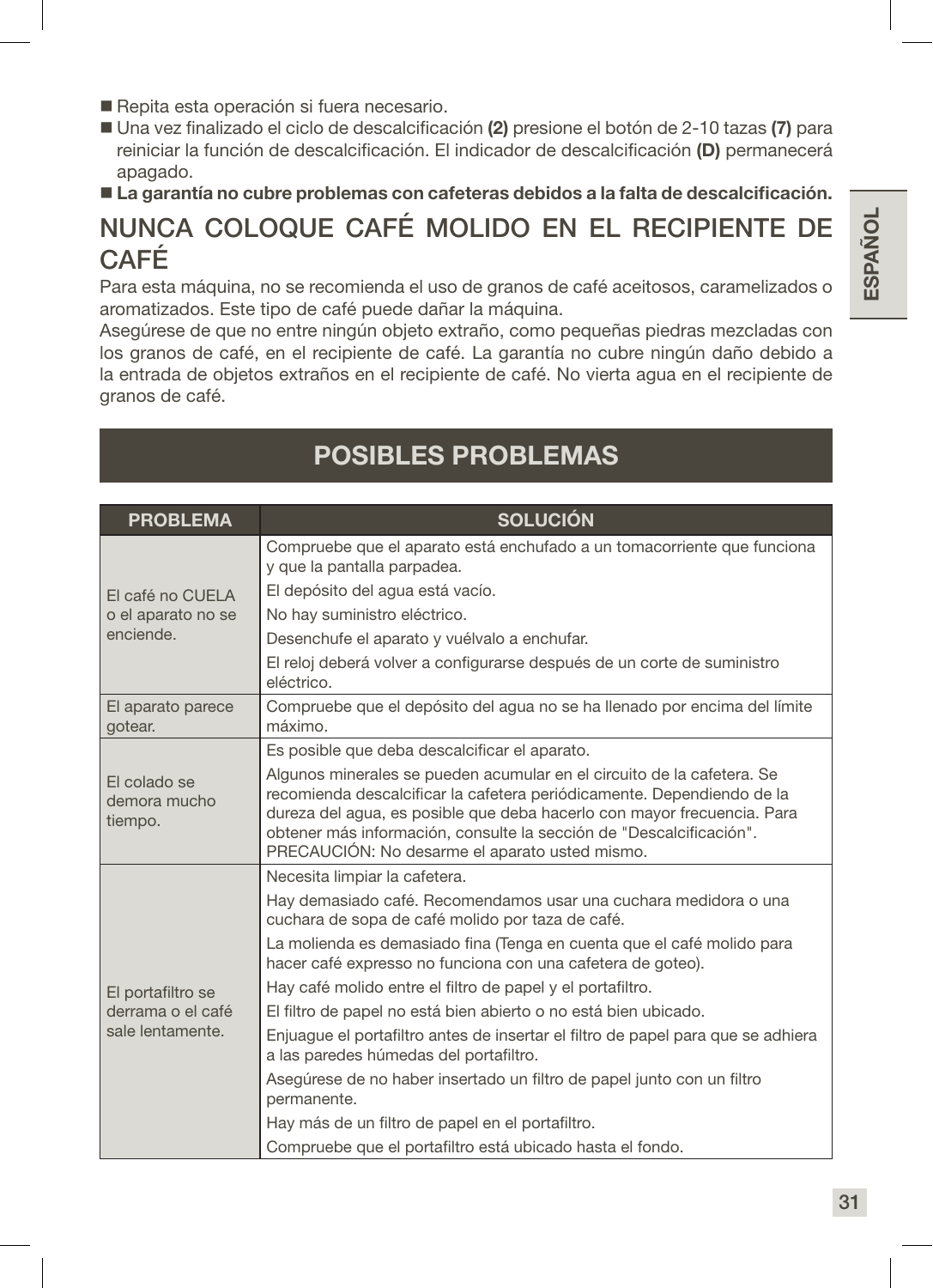- Repita esta operación si fuera necesario.
- Una vez finalizado el ciclo de descalcificación **(2)** presione el botón de 2-10 tazas **(7)** para reiniciar la función de descalcificación. El indicador de descalcificación **(D)** permanecerá apagado.
- **La garantía no cubre problemas con cafeteras debidos a la falta de descalcificación.**

## NUNCA COLOQUE CAFÉ MOLIDO EN EL RECIPIENTE DE CAFÉ

Para esta máquina, no se recomienda el uso de granos de café aceitosos, caramelizados o aromatizados. Este tipo de café puede dañar la máquina.

Asegúrese de que no entre ningún objeto extraño, como pequeñas piedras mezcladas con los granos de café, en el recipiente de café. La garantía no cubre ningún daño debido a la entrada de objetos extraños en el recipiente de café. No vierta agua en el recipiente de granos de café.

# POSIBLES PROBLEMAS

| PROBLEMA | SOLUCIÓN |
|---|---|
| El café no CUELA o el aparato no se enciende. | Compruebe que el aparato está enchufado a un tomacorriente que funciona y que la pantalla parpadea. |
| | El depósito del agua está vacío. |
| | No hay suministro eléctrico. |
| | Desenchufe el aparato y vuélvalo a enchufar. |
| | El reloj deberá volver a configurarse después de un corte de suministro eléctrico. |
| El aparato parece gotear. | Compruebe que el depósito del agua no se ha llenado por encima del límite máximo. |
| El colado se demora mucho tiempo. | Es posible que deba descalcificar el aparato. |
| | Algunos minerales se pueden acumular en el circuito de la cafetera. Se recomienda descalcificar la cafetera periódicamente. Dependiendo de la dureza del agua, es posible que deba hacerlo con mayor frecuencia. Para obtener más información, consulte la sección de "Descalcificación". PRECAUCIÓN: No desarme el aparato usted mismo. |
| El portafiltro se derrama o el café sale lentamente. | Necesita limpiar la cafetera. |
| | Hay demasiado café. Recomendamos usar una cuchara medidora o una cuchara de sopa de café molido por taza de café. |
| | La molienda es demasiado fina (Tenga en cuenta que el café molido para hacer café expresso no funciona con una cafetera de goteo). |
| | Hay café molido entre el filtro de papel y el portafiltro. |
| | El filtro de papel no está bien abierto o no está bien ubicado. |
| | Enjuague el portafiltro antes de insertar el filtro de papel para que se adhiera a las paredes húmedas del portafiltro. |
| | Asegúrese de no haber insertado un filtro de papel junto con un filtro permanente. |
| | Hay más de un filtro de papel en el portafiltro. |
| | Compruebe que el portafiltro está ubicado hasta el fondo. |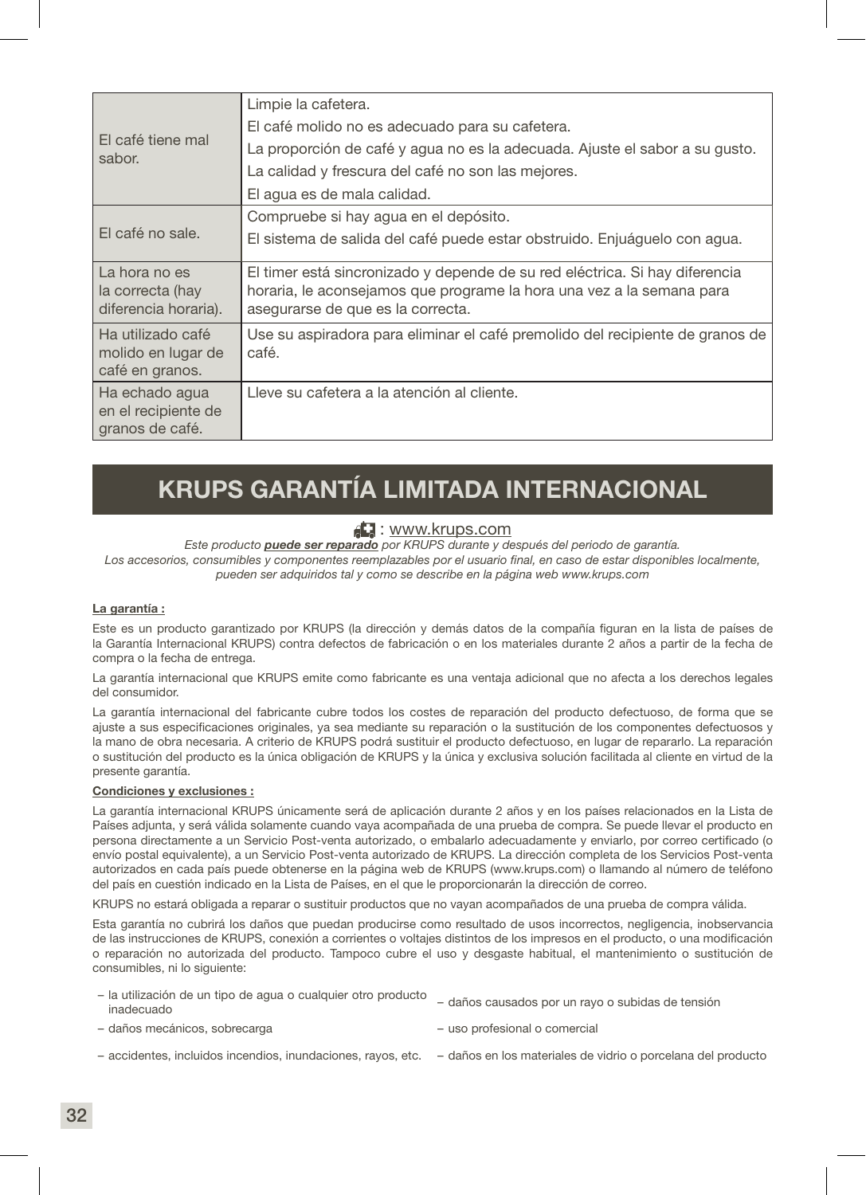| | |
|---|---|
| El café tiene mal sabor. | Limpie la cafetera.<br>El café molido no es adecuado para su cafetera.<br>La proporción de café y agua no es la adecuada. Ajuste el sabor a su gusto.<br>La calidad y frescura del café no son las mejores.<br>El agua es de mala calidad. |
| El café no sale. | Compruebe si hay agua en el depósito.<br>El sistema de salida del café puede estar obstruido. Enjuáguelo con agua. |
| La hora no es la correcta (hay diferencia horaria). | El timer está sincronizado y depende de su red eléctrica. Si hay diferencia horaria, le aconsejamos que programe la hora una vez a la semana para asegurarse de que es la correcta. |
| Ha utilizado café molido en lugar de café en granos. | Use su aspiradora para eliminar el café premolido del recipiente de granos de café. |
| Ha echado agua en el recipiente de granos de café. | Lleve su cafetera a la atención al cliente. |

# KRUPS GARANTÍA LIMITADA INTERNACIONAL

: www.krups.com

*Este producto **puede ser reparado** por KRUPS durante y después del periodo de garantía.*
*Los accesorios, consumibles y componentes reemplazables por el usuario final, en caso de estar disponibles localmente, pueden ser adquiridos tal y como se describe en la página web www.krups.com*

**La garantía :**

Este es un producto garantizado por KRUPS (la dirección y demás datos de la compañía figuran en la lista de países de la Garantía Internacional KRUPS) contra defectos de fabricación o en los materiales durante 2 años a partir de la fecha de compra o la fecha de entrega.

La garantía internacional que KRUPS emite como fabricante es una ventaja adicional que no afecta a los derechos legales del consumidor.

La garantía internacional del fabricante cubre todos los costes de reparación del producto defectuoso, de forma que se ajuste a sus especificaciones originales, ya sea mediante su reparación o la sustitución de los componentes defectuosos y la mano de obra necesaria. A criterio de KRUPS podrá sustituir el producto defectuoso, en lugar de repararlo. La reparación o sustitución del producto es la única obligación de KRUPS y la única y exclusiva solución facilitada al cliente en virtud de la presente garantía.

**Condiciones y exclusiones :**

La garantía internacional KRUPS únicamente será de aplicación durante 2 años y en los países relacionados en la Lista de Países adjunta, y será válida solamente cuando vaya acompañada de una prueba de compra. Se puede llevar el producto en persona directamente a un Servicio Post-venta autorizado, o embalarlo adecuadamente y enviarlo, por correo certificado (o envío postal equivalente), a un Servicio Post-venta autorizado de KRUPS. La dirección completa de los Servicios Post-venta autorizados en cada país puede obtenerse en la página web de KRUPS (www.krups.com) o llamando al número de teléfono del país en cuestión indicado en la Lista de Países, en el que le proporcionarán la dirección de correo.

KRUPS no estará obligada a reparar o sustituir productos que no vayan acompañados de una prueba de compra válida.

Esta garantía no cubrirá los daños que puedan producirse como resultado de usos incorrectos, negligencia, inobservancia de las instrucciones de KRUPS, conexión a corrientes o voltajes distintos de los impresos en el producto, o una modificación o reparación no autorizada del producto. Tampoco cubre el uso y desgaste habitual, el mantenimiento o sustitución de consumibles, ni lo siguiente:

– la utilización de un tipo de agua o cualquier otro producto inadecuado
– daños mecánicos, sobrecarga
– accidentes, incluidos incendios, inundaciones, rayos, etc.
– daños causados por un rayo o subidas de tensión
– uso profesional o comercial
– daños en los materiales de vidrio o porcelana del producto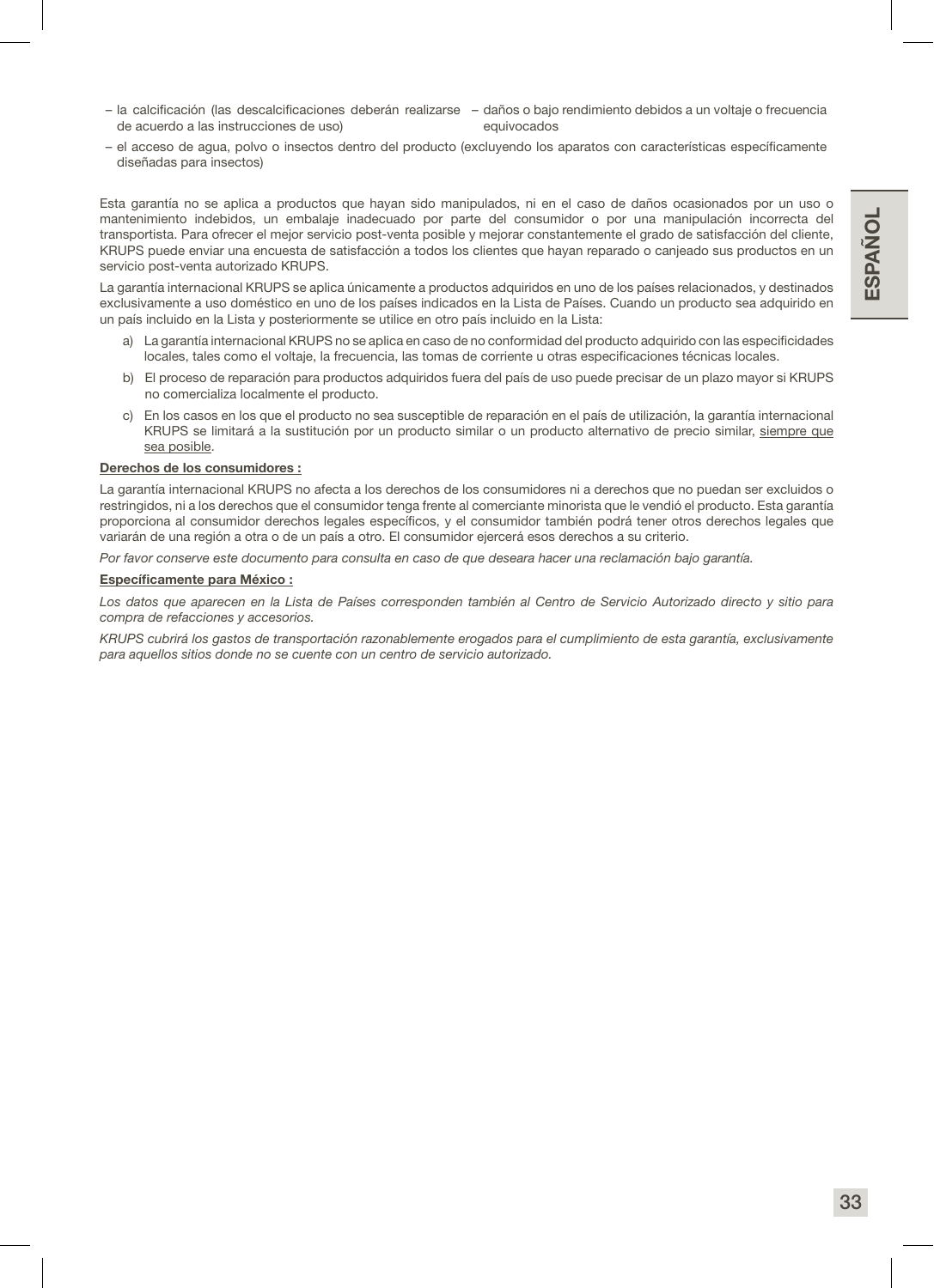– la calcificación (las descalcificaciones deberán realizarse de acuerdo a las instrucciones de uso)

– daños o bajo rendimiento debidos a un voltaje o frecuencia equivocados

– el acceso de agua, polvo o insectos dentro del producto (excluyendo los aparatos con características específicamente diseñadas para insectos)

Esta garantía no se aplica a productos que hayan sido manipulados, ni en el caso de daños ocasionados por un uso o mantenimiento indebidos, un embalaje inadecuado por parte del consumidor o por una manipulación incorrecta del transportista. Para ofrecer el mejor servicio post-venta posible y mejorar constantemente el grado de satisfacción del cliente, KRUPS puede enviar una encuesta de satisfacción a todos los clientes que hayan reparado o canjeado sus productos en un servicio post-venta autorizado KRUPS.

La garantía internacional KRUPS se aplica únicamente a productos adquiridos en uno de los países relacionados, y destinados exclusivamente a uso doméstico en uno de los países indicados en la Lista de Países. Cuando un producto sea adquirido en un país incluido en la Lista y posteriormente se utilice en otro país incluido en la Lista:

a) La garantía internacional KRUPS no se aplica en caso de no conformidad del producto adquirido con las especificidades locales, tales como el voltaje, la frecuencia, las tomas de corriente u otras especificaciones técnicas locales.

b) El proceso de reparación para productos adquiridos fuera del país de uso puede precisar de un plazo mayor si KRUPS no comercializa localmente el producto.

c) En los casos en los que el producto no sea susceptible de reparación en el país de utilización, la garantía internacional KRUPS se limitará a la sustitución por un producto similar o un producto alternativo de precio similar, siempre que sea posible.

**Derechos de los consumidores :**

La garantía internacional KRUPS no afecta a los derechos de los consumidores ni a derechos que no puedan ser excluidos o restringidos, ni a los derechos que el consumidor tenga frente al comerciante minorista que le vendió el producto. Esta garantía proporciona al consumidor derechos legales específicos, y el consumidor también podrá tener otros derechos legales que variarán de una región a otra o de un país a otro. El consumidor ejercerá esos derechos a su criterio.

*Por favor conserve este documento para consulta en caso de que deseara hacer una reclamación bajo garantía.*

**Específicamente para México :**

*Los datos que aparecen en la Lista de Países corresponden también al Centro de Servicio Autorizado directo y sitio para compra de refacciones y accesorios.*

*KRUPS cubrirá los gastos de transportación razonablemente erogados para el cumplimiento de esta garantía, exclusivamente para aquellos sitios donde no se cuente con un centro de servicio autorizado.*